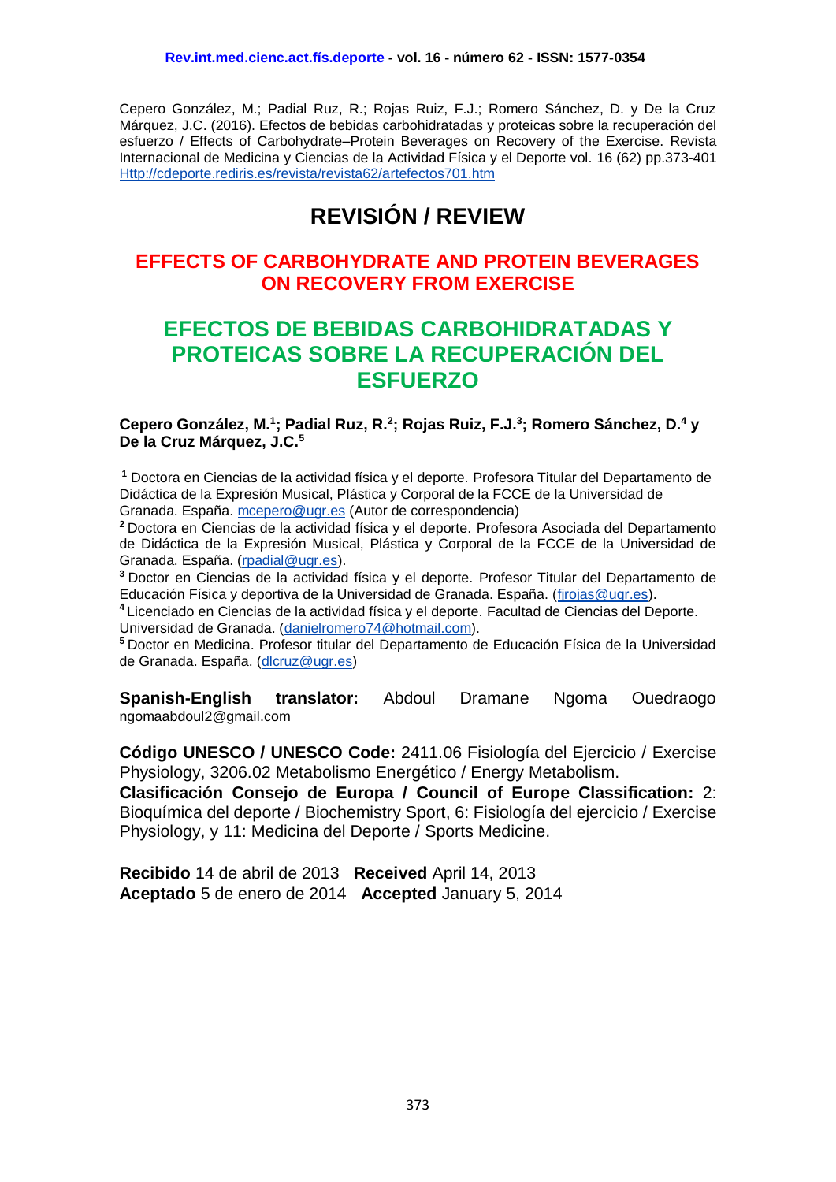Cepero González, M.; Padial Ruz, R.; Rojas Ruiz, F.J.; Romero Sánchez, D. y De la Cruz Márquez, J.C. (2016). Efectos de bebidas carbohidratadas y proteicas sobre la recuperación del esfuerzo / Effects of Carbohydrate–Protein Beverages on Recovery of the Exercise. Revista Internacional de Medicina y Ciencias de la Actividad Física y el Deporte vol. 16 (62) pp.373-401 [Http://cdeporte.rediris.es/revista/revista62/artefectos701.htm](Http://cdeporte.rediris.es/revista/revista62/artefectos701.htm)

# REVISIÓN / REVIEW

## EFFECTS OF CARBOHYDRATE AND PROTEIN BEVERAGES ON RECOVERY FROM EXERCISE

## EFECTOS DE BEBIDAS CARBOHIDRATADAS Y PROTEICAS SOBRE LA RECUPERACIÓN DEL ESFUERZO

**Cepero González, M.[1]; Padial Ruz, R.[2]; Rojas Ruiz, F.J.[3]; Romero Sánchez, D.[4] y De la Cruz Márquez, J.C.[5]**

[1] Doctora en Ciencias de la actividad física y el deporte. Profesora Titular del Departamento de Didáctica de la Expresión Musical, Plástica y Corporal de la FCCE de la Universidad de Granada. España. mcepero@ugr.es (Autor de correspondencia)

[2] Doctora en Ciencias de la actividad física y el deporte. Profesora Asociada del Departamento de Didáctica de la Expresión Musical, Plástica y Corporal de la FCCE de la Universidad de Granada. España. (rpadial@ugr.es).

[3] Doctor en Ciencias de la actividad física y el deporte. Profesor Titular del Departamento de Educación Física y deportiva de la Universidad de Granada. España. (fjrojas@ugr.es).

[4] Licenciado en Ciencias de la actividad física y el deporte. Facultad de Ciencias del Deporte. Universidad de Granada. (danielromero74@hotmail.com).

[5] Doctor en Medicina. Profesor titular del Departamento de Educación Física de la Universidad de Granada. España. (dlcruz@ugr.es)

**Spanish-English translator:** Abdoul Dramane Ngoma Ouedraogo ngomaabdoul2@gmail.com

**Código UNESCO / UNESCO Code:** 2411.06 Fisiología del Ejercicio / Exercise Physiology, 3206.02 Metabolismo Energético / Energy Metabolism.

**Clasificación Consejo de Europa / Council of Europe Classification:** 2: Bioquímica del deporte / Biochemistry Sport, 6: Fisiología del ejercicio / Exercise Physiology, y 11: Medicina del Deporte / Sports Medicine.

**Recibido** 14 de abril de 2013 **Received** April 14, 2013
**Aceptado** 5 de enero de 2014 **Accepted** January 5, 2014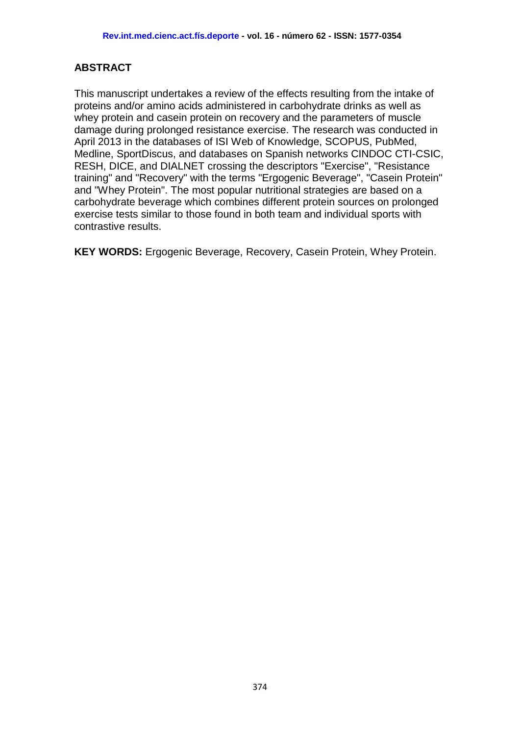## ABSTRACT

This manuscript undertakes a review of the effects resulting from the intake of proteins and/or amino acids administered in carbohydrate drinks as well as whey protein and casein protein on recovery and the parameters of muscle damage during prolonged resistance exercise. The research was conducted in April 2013 in the databases of ISI Web of Knowledge, SCOPUS, PubMed, Medline, SportDiscus, and databases on Spanish networks CINDOC CTI-CSIC, RESH, DICE, and DIALNET crossing the descriptors "Exercise", "Resistance training" and "Recovery" with the terms "Ergogenic Beverage", "Casein Protein" and "Whey Protein". The most popular nutritional strategies are based on a carbohydrate beverage which combines different protein sources on prolonged exercise tests similar to those found in both team and individual sports with contrastive results.

**KEY WORDS:** Ergogenic Beverage, Recovery, Casein Protein, Whey Protein.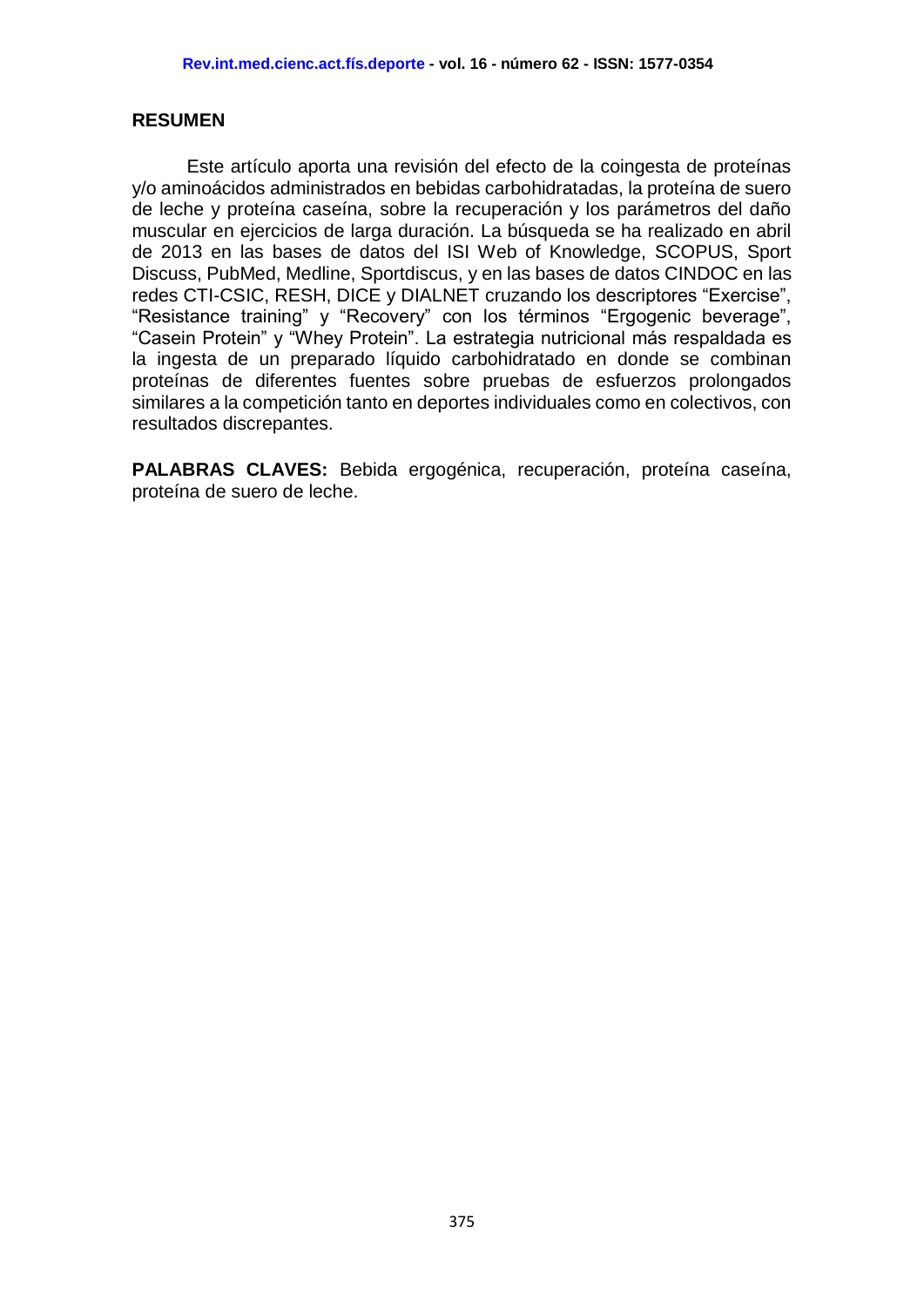## RESUMEN

Este artículo aporta una revisión del efecto de la coingesta de proteínas y/o aminoácidos administrados en bebidas carbohidratadas, la proteína de suero de leche y proteína caseína, sobre la recuperación y los parámetros del daño muscular en ejercicios de larga duración. La búsqueda se ha realizado en abril de 2013 en las bases de datos del ISI Web of Knowledge, SCOPUS, Sport Discuss, PubMed, Medline, Sportdiscus, y en las bases de datos CINDOC en las redes CTI-CSIC, RESH, DICE y DIALNET cruzando los descriptores "Exercise", "Resistance training" y "Recovery" con los términos "Ergogenic beverage", "Casein Protein" y "Whey Protein". La estrategia nutricional más respaldada es la ingesta de un preparado líquido carbohidratado en donde se combinan proteínas de diferentes fuentes sobre pruebas de esfuerzos prolongados similares a la competición tanto en deportes individuales como en colectivos, con resultados discrepantes.

**PALABRAS CLAVES:** Bebida ergogénica, recuperación, proteína caseína, proteína de suero de leche.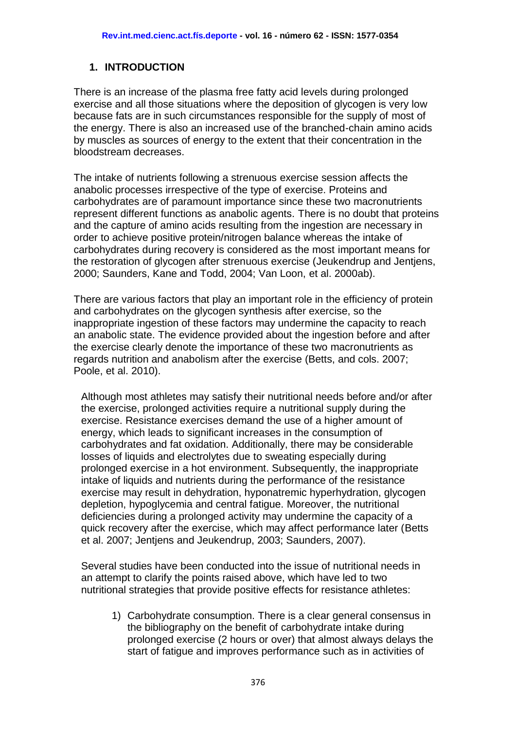## 1. INTRODUCTION

There is an increase of the plasma free fatty acid levels during prolonged exercise and all those situations where the deposition of glycogen is very low because fats are in such circumstances responsible for the supply of most of the energy. There is also an increased use of the branched-chain amino acids by muscles as sources of energy to the extent that their concentration in the bloodstream decreases.

The intake of nutrients following a strenuous exercise session affects the anabolic processes irrespective of the type of exercise. Proteins and carbohydrates are of paramount importance since these two macronutrients represent different functions as anabolic agents. There is no doubt that proteins and the capture of amino acids resulting from the ingestion are necessary in order to achieve positive protein/nitrogen balance whereas the intake of carbohydrates during recovery is considered as the most important means for the restoration of glycogen after strenuous exercise (Jeukendrup and Jentjens, 2000; Saunders, Kane and Todd, 2004; Van Loon, et al. 2000ab).

There are various factors that play an important role in the efficiency of protein and carbohydrates on the glycogen synthesis after exercise, so the inappropriate ingestion of these factors may undermine the capacity to reach an anabolic state. The evidence provided about the ingestion before and after the exercise clearly denote the importance of these two macronutrients as regards nutrition and anabolism after the exercise (Betts, and cols. 2007; Poole, et al. 2010).

Although most athletes may satisfy their nutritional needs before and/or after the exercise, prolonged activities require a nutritional supply during the exercise. Resistance exercises demand the use of a higher amount of energy, which leads to significant increases in the consumption of carbohydrates and fat oxidation. Additionally, there may be considerable losses of liquids and electrolytes due to sweating especially during prolonged exercise in a hot environment. Subsequently, the inappropriate intake of liquids and nutrients during the performance of the resistance exercise may result in dehydration, hyponatremic hyperhydration, glycogen depletion, hypoglycemia and central fatigue. Moreover, the nutritional deficiencies during a prolonged activity may undermine the capacity of a quick recovery after the exercise, which may affect performance later (Betts et al. 2007; Jentjens and Jeukendrup, 2003; Saunders, 2007).

Several studies have been conducted into the issue of nutritional needs in an attempt to clarify the points raised above, which have led to two nutritional strategies that provide positive effects for resistance athletes:

1) Carbohydrate consumption. There is a clear general consensus in the bibliography on the benefit of carbohydrate intake during prolonged exercise (2 hours or over) that almost always delays the start of fatigue and improves performance such as in activities of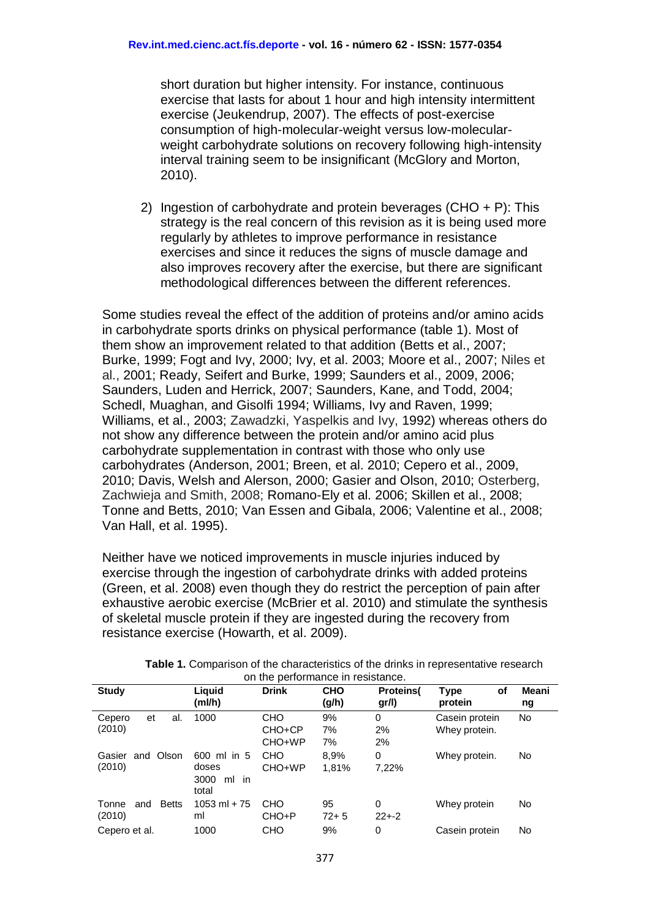short duration but higher intensity. For instance, continuous exercise that lasts for about 1 hour and high intensity intermittent exercise (Jeukendrup, 2007). The effects of post-exercise consumption of high-molecular-weight versus low-molecular-weight carbohydrate solutions on recovery following high-intensity interval training seem to be insignificant (McGlory and Morton, 2010).

2) Ingestion of carbohydrate and protein beverages (CHO + P): This strategy is the real concern of this revision as it is being used more regularly by athletes to improve performance in resistance exercises and since it reduces the signs of muscle damage and also improves recovery after the exercise, but there are significant methodological differences between the different references.

Some studies reveal the effect of the addition of proteins and/or amino acids in carbohydrate sports drinks on physical performance (table 1). Most of them show an improvement related to that addition (Betts et al., 2007; Burke, 1999; Fogt and Ivy, 2000; Ivy, et al. 2003; Moore et al., 2007; Niles et al., 2001; Ready, Seifert and Burke, 1999; Saunders et al., 2009, 2006; Saunders, Luden and Herrick, 2007; Saunders, Kane, and Todd, 2004; Schedl, Muaghan, and Gisolfi 1994; Williams, Ivy and Raven, 1999; Williams, et al., 2003; Zawadzki, Yaspelkis and Ivy, 1992) whereas others do not show any difference between the protein and/or amino acid plus carbohydrate supplementation in contrast with those who only use carbohydrates (Anderson, 2001; Breen, et al. 2010; Cepero et al., 2009, 2010; Davis, Welsh and Alerson, 2000; Gasier and Olson, 2010; Osterberg, Zachwieja and Smith, 2008; Romano-Ely et al. 2006; Skillen et al., 2008; Tonne and Betts, 2010; Van Essen and Gibala, 2006; Valentine et al., 2008; Van Hall, et al. 1995).

Neither have we noticed improvements in muscle injuries induced by exercise through the ingestion of carbohydrate drinks with added proteins (Green, et al. 2008) even though they do restrict the perception of pain after exhaustive aerobic exercise (McBrier et al. 2010) and stimulate the synthesis of skeletal muscle protein if they are ingested during the recovery from resistance exercise (Howarth, et al. 2009).

**Table 1.** Comparison of the characteristics of the drinks in representative research on the performance in resistance.

| Study | Liquid (ml/h) | Drink | CHO (g/h) | Proteins( gr/l) | Type of protein | Meaning |
|---|---|---|---|---|---|---|
| Cepero et al. (2010) | 1000 | CHO<br>CHO+CP<br>CHO+WP | 9%<br>7%<br>7% | 0<br>2%<br>2% | Casein protein<br>Whey protein. | No |
| Gasier and Olson (2010) | 600 ml in 5 doses<br>3000 ml in total | CHO<br>CHO+WP | 8,9%<br>1,81% | 0<br>7,22% | Whey protein. | No |
| Tonne and Betts (2010) | 1053 ml + 75 ml | CHO<br>CHO+P | 95<br>72+ 5 | 0<br>22+-2 | Whey protein | No |
| Cepero et al. | 1000 | CHO | 9% | 0 | Casein protein | No |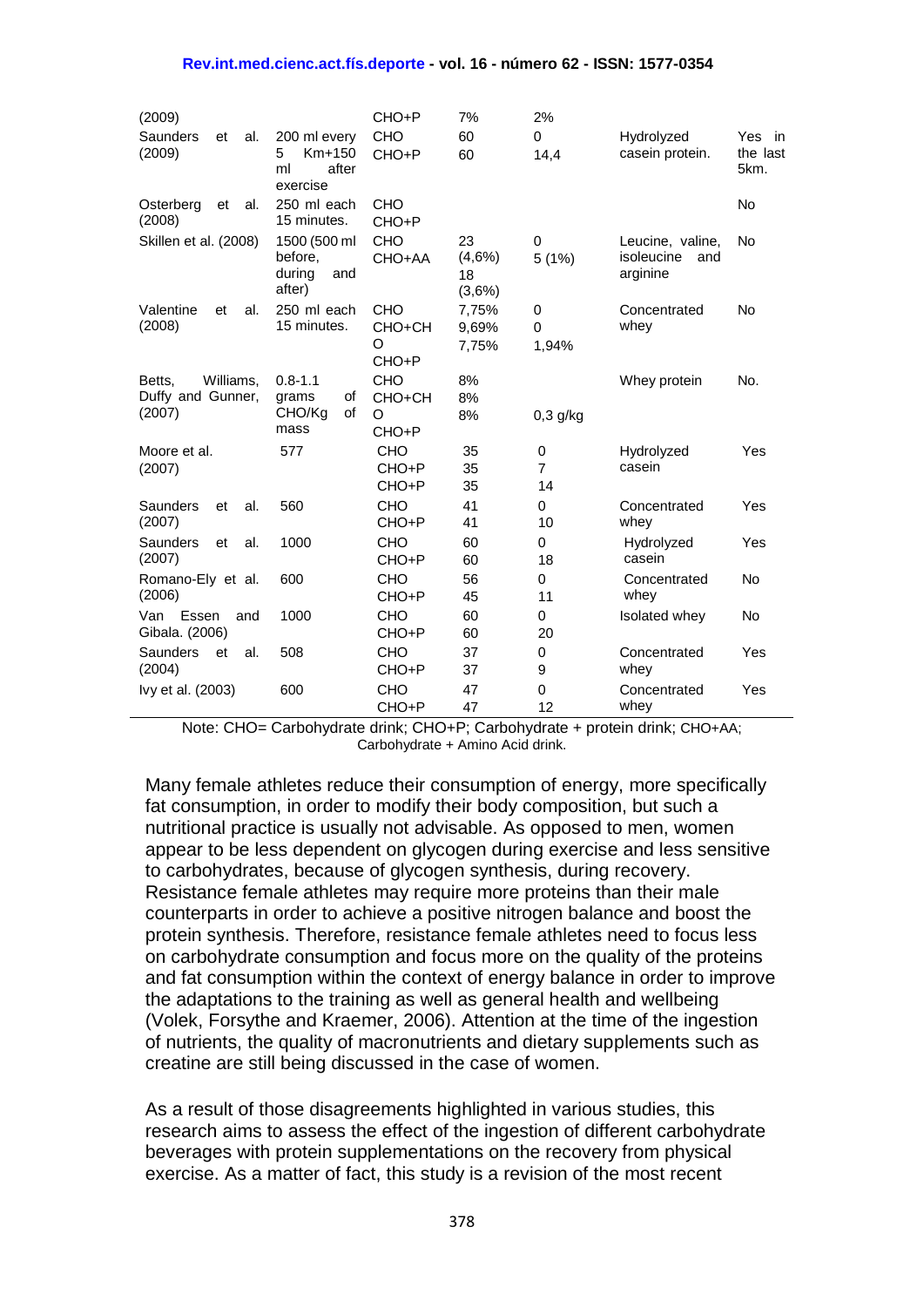| | | | | | | |
|---|---|---|---|---|---|---|
| (2009) | | CHO+P | 7% | 2% | | |
| Saunders et al. (2009) | 200 ml every 5 Km+150 ml after exercise | CHO<br>CHO+P | 60<br>60 | 0<br>14,4 | Hydrolyzed casein protein. | Yes in the last 5km. |
| Osterberg et al. (2008) | 250 ml each 15 minutes. | CHO<br>CHO+P | | | | No |
| Skillen et al. (2008) | 1500 (500 ml before, during and after) | CHO<br>CHO+AA | 23 (4,6%)<br>18 (3,6%) | 0<br>5 (1%) | Leucine, valine, isoleucine and arginine | No |
| Valentine et al. (2008) | 250 ml each 15 minutes. | CHO<br>CHO+CHO<br>CHO+P | 7,75%<br>9,69%<br>7,75% | 0<br>0<br>1,94% | Concentrated whey | No |
| Betts, Williams, Duffy and Gunner, (2007) | 0.8-1.1 grams of CHO/Kg of mass | CHO<br>CHO+CHO<br>CHO+P | 8%<br>8%<br>8% | <br><br>0,3 g/kg | Whey protein | No. |
| Moore et al. (2007) | 577 | CHO<br>CHO+P<br>CHO+P | 35<br>35<br>35 | 0<br>7<br>14 | Hydrolyzed casein | Yes |
| Saunders et al. (2007) | 560 | CHO<br>CHO+P | 41<br>41 | 0<br>10 | Concentrated whey | Yes |
| Saunders et al. (2007) | 1000 | CHO<br>CHO+P | 60<br>60 | 0<br>18 | Hydrolyzed casein | Yes |
| Romano-Ely et al. (2006) | 600 | CHO<br>CHO+P | 56<br>45 | 0<br>11 | Concentrated whey | No |
| Van Essen and Gibala. (2006) | 1000 | CHO<br>CHO+P | 60<br>60 | 0<br>20 | Isolated whey | No |
| Saunders et al. (2004) | 508 | CHO<br>CHO+P | 37<br>37 | 0<br>9 | Concentrated whey | Yes |
| Ivy et al. (2003) | 600 | CHO<br>CHO+P | 47<br>47 | 0<br>12 | Concentrated whey | Yes |

Note: CHO= Carbohydrate drink; CHO+P; Carbohydrate + protein drink; CHO+AA; Carbohydrate + Amino Acid drink.

Many female athletes reduce their consumption of energy, more specifically fat consumption, in order to modify their body composition, but such a nutritional practice is usually not advisable. As opposed to men, women appear to be less dependent on glycogen during exercise and less sensitive to carbohydrates, because of glycogen synthesis, during recovery. Resistance female athletes may require more proteins than their male counterparts in order to achieve a positive nitrogen balance and boost the protein synthesis. Therefore, resistance female athletes need to focus less on carbohydrate consumption and focus more on the quality of the proteins and fat consumption within the context of energy balance in order to improve the adaptations to the training as well as general health and wellbeing (Volek, Forsythe and Kraemer, 2006). Attention at the time of the ingestion of nutrients, the quality of macronutrients and dietary supplements such as creatine are still being discussed in the case of women.

As a result of those disagreements highlighted in various studies, this research aims to assess the effect of the ingestion of different carbohydrate beverages with protein supplementations on the recovery from physical exercise. As a matter of fact, this study is a revision of the most recent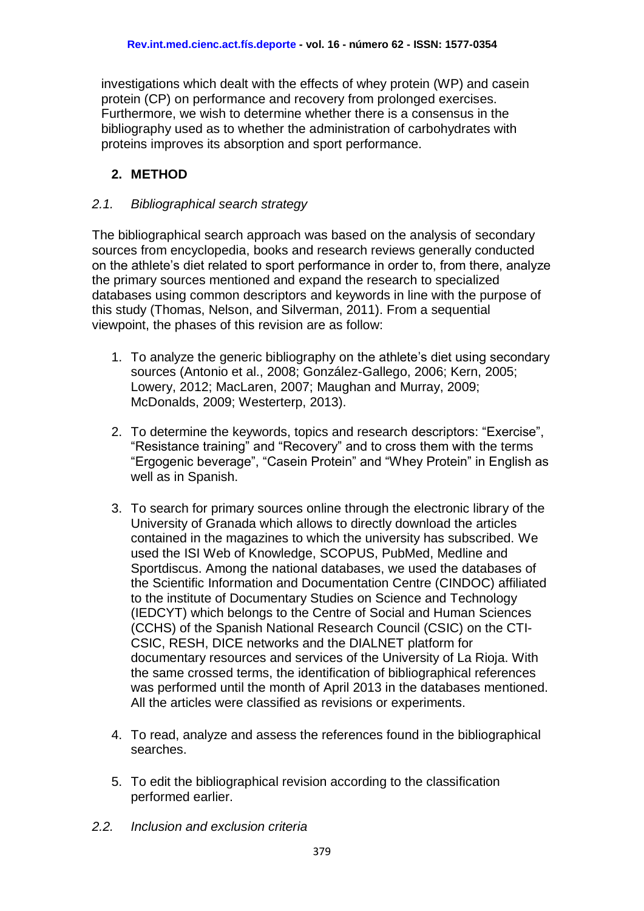investigations which dealt with the effects of whey protein (WP) and casein protein (CP) on performance and recovery from prolonged exercises. Furthermore, we wish to determine whether there is a consensus in the bibliography used as to whether the administration of carbohydrates with proteins improves its absorption and sport performance.

## 2. METHOD

### *2.1. Bibliographical search strategy*

The bibliographical search approach was based on the analysis of secondary sources from encyclopedia, books and research reviews generally conducted on the athlete's diet related to sport performance in order to, from there, analyze the primary sources mentioned and expand the research to specialized databases using common descriptors and keywords in line with the purpose of this study (Thomas, Nelson, and Silverman, 2011). From a sequential viewpoint, the phases of this revision are as follow:

1. To analyze the generic bibliography on the athlete's diet using secondary sources (Antonio et al., 2008; González-Gallego, 2006; Kern, 2005; Lowery, 2012; MacLaren, 2007; Maughan and Murray, 2009; McDonalds, 2009; Westerterp, 2013).

2. To determine the keywords, topics and research descriptors: "Exercise", "Resistance training" and "Recovery" and to cross them with the terms "Ergogenic beverage", "Casein Protein" and "Whey Protein" in English as well as in Spanish.

3. To search for primary sources online through the electronic library of the University of Granada which allows to directly download the articles contained in the magazines to which the university has subscribed. We used the ISI Web of Knowledge, SCOPUS, PubMed, Medline and Sportdiscus. Among the national databases, we used the databases of the Scientific Information and Documentation Centre (CINDOC) affiliated to the institute of Documentary Studies on Science and Technology (IEDCYT) which belongs to the Centre of Social and Human Sciences (CCHS) of the Spanish National Research Council (CSIC) on the CTI-CSIC, RESH, DICE networks and the DIALNET platform for documentary resources and services of the University of La Rioja. With the same crossed terms, the identification of bibliographical references was performed until the month of April 2013 in the databases mentioned. All the articles were classified as revisions or experiments.

4. To read, analyze and assess the references found in the bibliographical searches.

5. To edit the bibliographical revision according to the classification performed earlier.

### *2.2. Inclusion and exclusion criteria*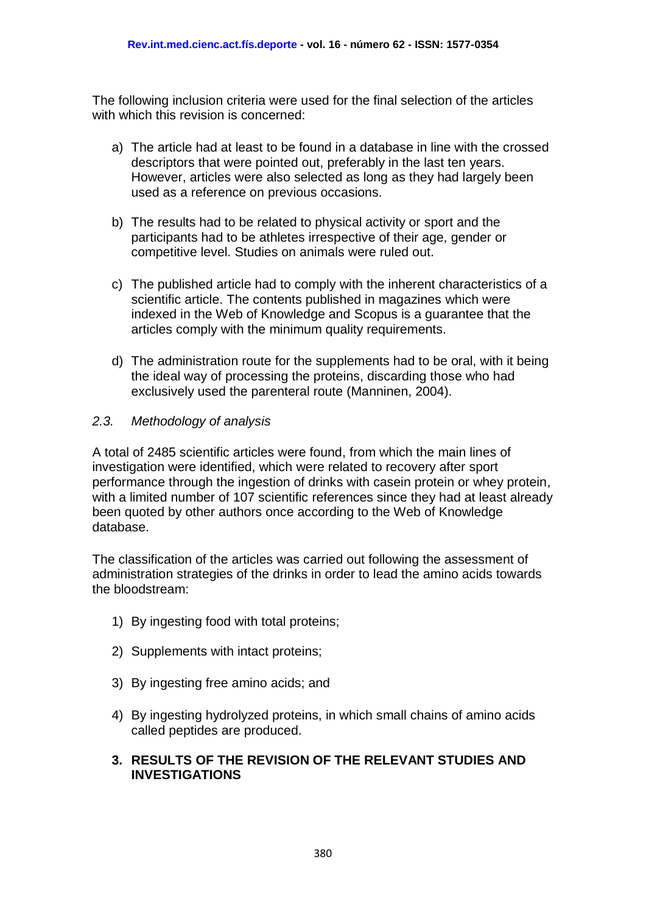The following inclusion criteria were used for the final selection of the articles with which this revision is concerned:

a) The article had at least to be found in a database in line with the crossed descriptors that were pointed out, preferably in the last ten years. However, articles were also selected as long as they had largely been used as a reference on previous occasions.

b) The results had to be related to physical activity or sport and the participants had to be athletes irrespective of their age, gender or competitive level. Studies on animals were ruled out.

c) The published article had to comply with the inherent characteristics of a scientific article. The contents published in magazines which were indexed in the Web of Knowledge and Scopus is a guarantee that the articles comply with the minimum quality requirements.

d) The administration route for the supplements had to be oral, with it being the ideal way of processing the proteins, discarding those who had exclusively used the parenteral route (Manninen, 2004).

### *2.3. Methodology of analysis*

A total of 2485 scientific articles were found, from which the main lines of investigation were identified, which were related to recovery after sport performance through the ingestion of drinks with casein protein or whey protein, with a limited number of 107 scientific references since they had at least already been quoted by other authors once according to the Web of Knowledge database.

The classification of the articles was carried out following the assessment of administration strategies of the drinks in order to lead the amino acids towards the bloodstream:

1) By ingesting food with total proteins;

2) Supplements with intact proteins;

3) By ingesting free amino acids; and

4) By ingesting hydrolyzed proteins, in which small chains of amino acids called peptides are produced.

## 3. RESULTS OF THE REVISION OF THE RELEVANT STUDIES AND INVESTIGATIONS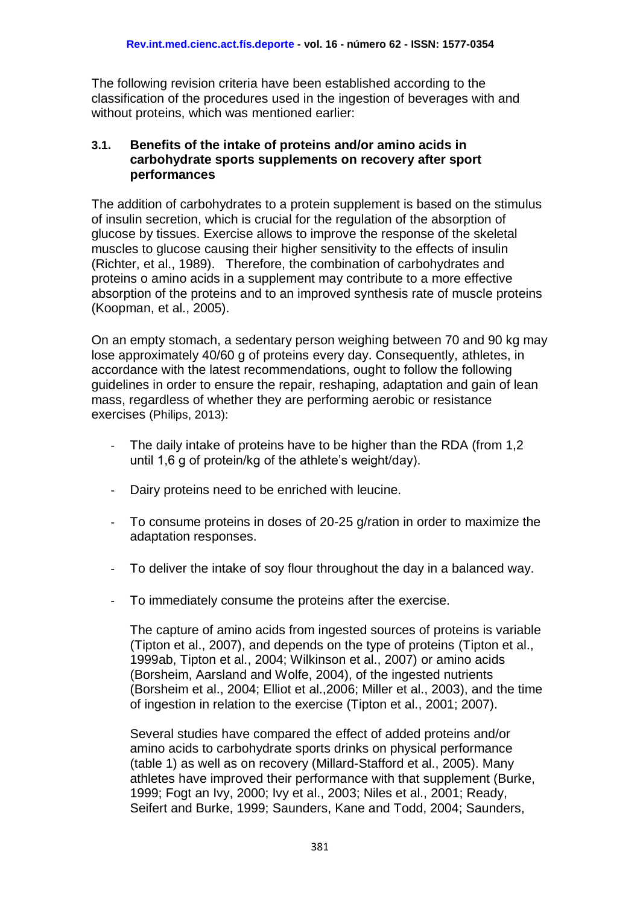The following revision criteria have been established according to the classification of the procedures used in the ingestion of beverages with and without proteins, which was mentioned earlier:

### 3.1. Benefits of the intake of proteins and/or amino acids in carbohydrate sports supplements on recovery after sport performances

The addition of carbohydrates to a protein supplement is based on the stimulus of insulin secretion, which is crucial for the regulation of the absorption of glucose by tissues. Exercise allows to improve the response of the skeletal muscles to glucose causing their higher sensitivity to the effects of insulin (Richter, et al., 1989). Therefore, the combination of carbohydrates and proteins o amino acids in a supplement may contribute to a more effective absorption of the proteins and to an improved synthesis rate of muscle proteins (Koopman, et al., 2005).

On an empty stomach, a sedentary person weighing between 70 and 90 kg may lose approximately 40/60 g of proteins every day. Consequently, athletes, in accordance with the latest recommendations, ought to follow the following guidelines in order to ensure the repair, reshaping, adaptation and gain of lean mass, regardless of whether they are performing aerobic or resistance exercises (Philips, 2013):

- The daily intake of proteins have to be higher than the RDA (from 1,2 until 1,6 g of protein/kg of the athlete's weight/day).
- Dairy proteins need to be enriched with leucine.
- To consume proteins in doses of 20-25 g/ration in order to maximize the adaptation responses.
- To deliver the intake of soy flour throughout the day in a balanced way.
- To immediately consume the proteins after the exercise.

The capture of amino acids from ingested sources of proteins is variable (Tipton et al., 2007), and depends on the type of proteins (Tipton et al., 1999ab, Tipton et al., 2004; Wilkinson et al., 2007) or amino acids (Borsheim, Aarsland and Wolfe, 2004), of the ingested nutrients (Borsheim et al., 2004; Elliot et al.,2006; Miller et al., 2003), and the time of ingestion in relation to the exercise (Tipton et al., 2001; 2007).

Several studies have compared the effect of added proteins and/or amino acids to carbohydrate sports drinks on physical performance (table 1) as well as on recovery (Millard-Stafford et al., 2005). Many athletes have improved their performance with that supplement (Burke, 1999; Fogt an Ivy, 2000; Ivy et al., 2003; Niles et al., 2001; Ready, Seifert and Burke, 1999; Saunders, Kane and Todd, 2004; Saunders,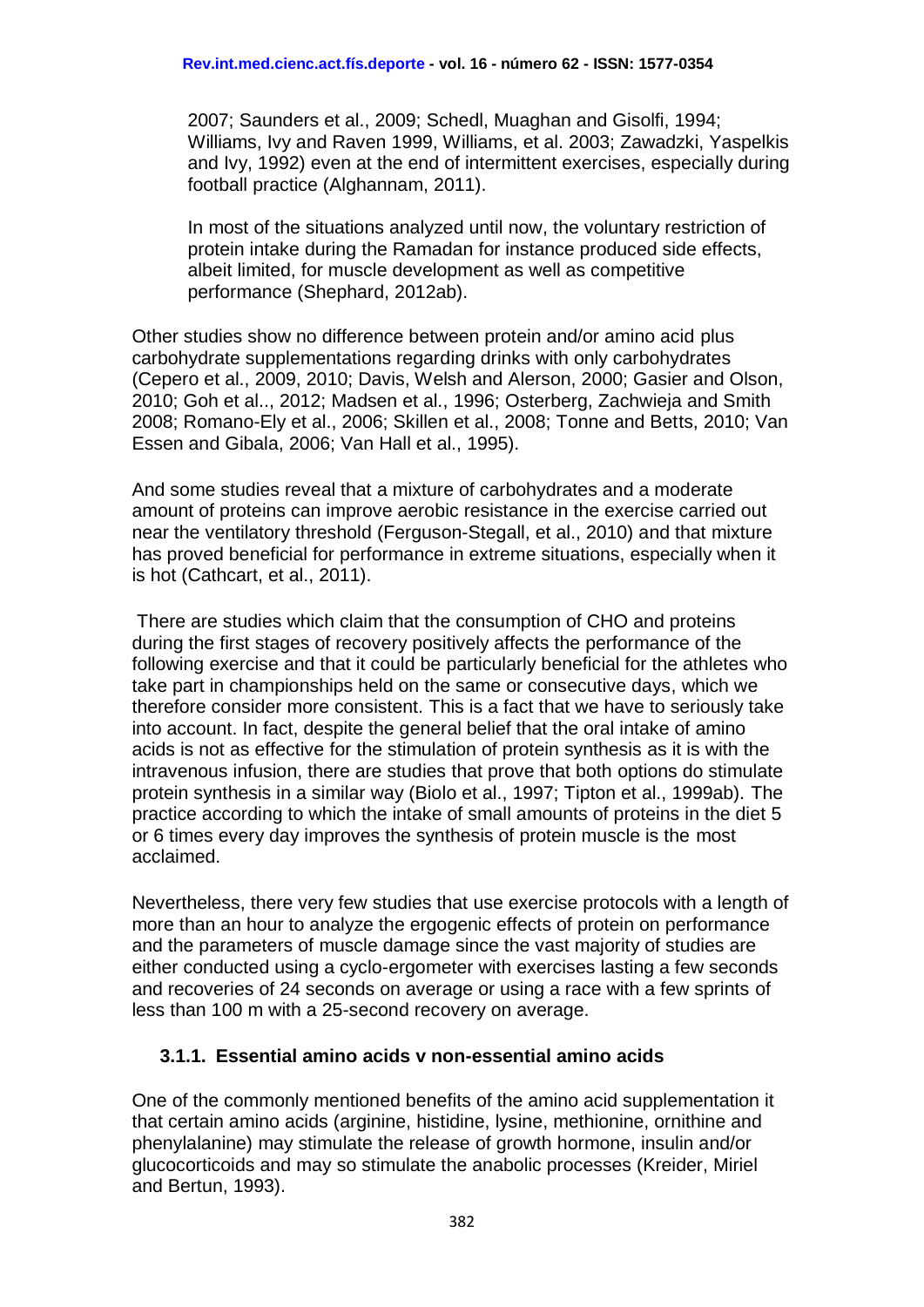2007; Saunders et al., 2009; Schedl, Muaghan and Gisolfi, 1994; Williams, Ivy and Raven 1999, Williams, et al. 2003; Zawadzki, Yaspelkis and Ivy, 1992) even at the end of intermittent exercises, especially during football practice (Alghannam, 2011).

In most of the situations analyzed until now, the voluntary restriction of protein intake during the Ramadan for instance produced side effects, albeit limited, for muscle development as well as competitive performance (Shephard, 2012ab).

Other studies show no difference between protein and/or amino acid plus carbohydrate supplementations regarding drinks with only carbohydrates (Cepero et al., 2009, 2010; Davis, Welsh and Alerson, 2000; Gasier and Olson, 2010; Goh et al.., 2012; Madsen et al., 1996; Osterberg, Zachwieja and Smith 2008; Romano-Ely et al., 2006; Skillen et al., 2008; Tonne and Betts, 2010; Van Essen and Gibala, 2006; Van Hall et al., 1995).

And some studies reveal that a mixture of carbohydrates and a moderate amount of proteins can improve aerobic resistance in the exercise carried out near the ventilatory threshold (Ferguson-Stegall, et al., 2010) and that mixture has proved beneficial for performance in extreme situations, especially when it is hot (Cathcart, et al., 2011).

There are studies which claim that the consumption of CHO and proteins during the first stages of recovery positively affects the performance of the following exercise and that it could be particularly beneficial for the athletes who take part in championships held on the same or consecutive days, which we therefore consider more consistent. This is a fact that we have to seriously take into account. In fact, despite the general belief that the oral intake of amino acids is not as effective for the stimulation of protein synthesis as it is with the intravenous infusion, there are studies that prove that both options do stimulate protein synthesis in a similar way (Biolo et al., 1997; Tipton et al., 1999ab). The practice according to which the intake of small amounts of proteins in the diet 5 or 6 times every day improves the synthesis of protein muscle is the most acclaimed.

Nevertheless, there very few studies that use exercise protocols with a length of more than an hour to analyze the ergogenic effects of protein on performance and the parameters of muscle damage since the vast majority of studies are either conducted using a cyclo-ergometer with exercises lasting a few seconds and recoveries of 24 seconds on average or using a race with a few sprints of less than 100 m with a 25-second recovery on average.

### 3.1.1. Essential amino acids v non-essential amino acids

One of the commonly mentioned benefits of the amino acid supplementation it that certain amino acids (arginine, histidine, lysine, methionine, ornithine and phenylalanine) may stimulate the release of growth hormone, insulin and/or glucocorticoids and may so stimulate the anabolic processes (Kreider, Miriel and Bertun, 1993).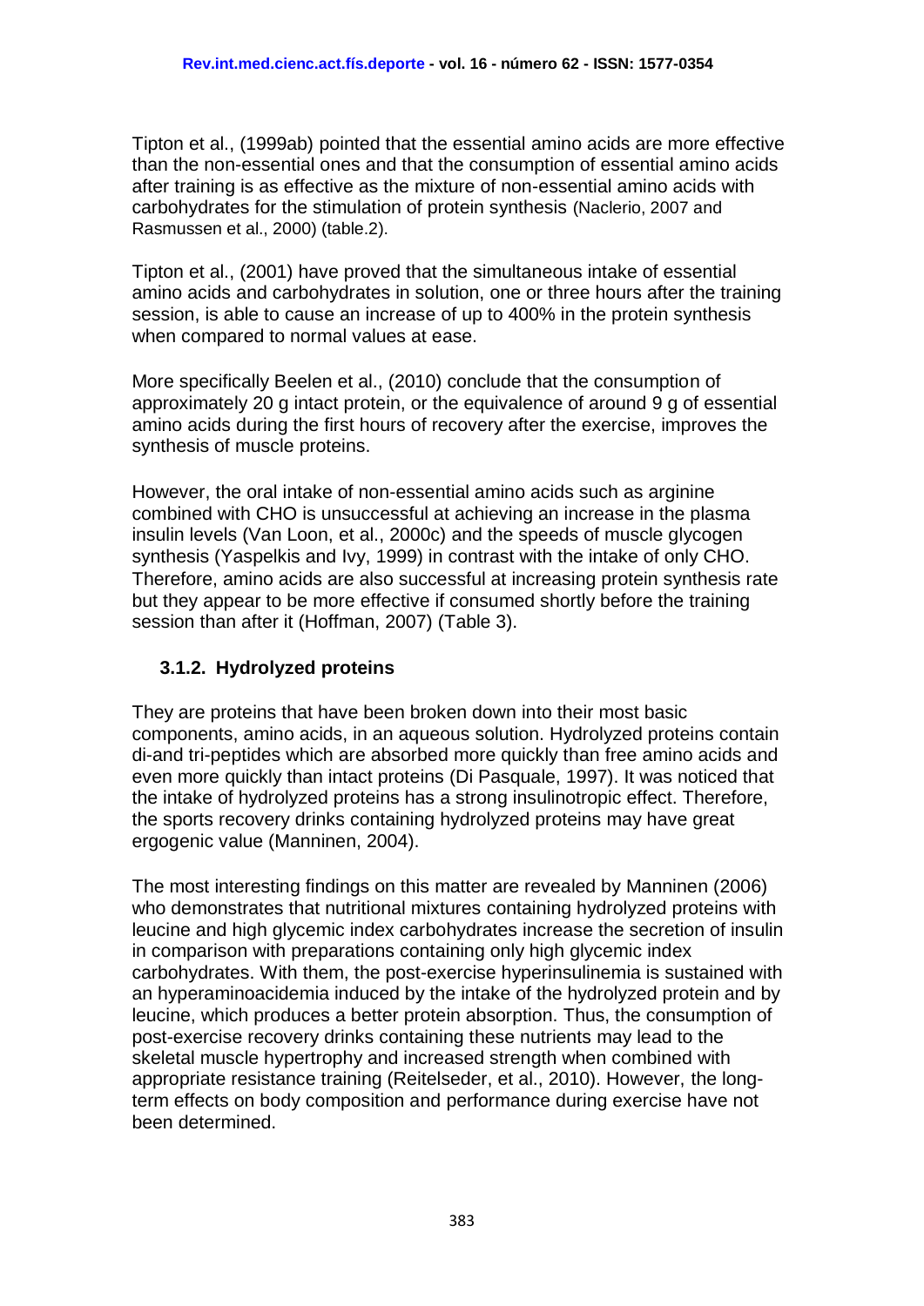Tipton et al., (1999ab) pointed that the essential amino acids are more effective than the non-essential ones and that the consumption of essential amino acids after training is as effective as the mixture of non-essential amino acids with carbohydrates for the stimulation of protein synthesis (Naclerio, 2007 and Rasmussen et al., 2000) (table.2).

Tipton et al., (2001) have proved that the simultaneous intake of essential amino acids and carbohydrates in solution, one or three hours after the training session, is able to cause an increase of up to 400% in the protein synthesis when compared to normal values at ease.

More specifically Beelen et al., (2010) conclude that the consumption of approximately 20 g intact protein, or the equivalence of around 9 g of essential amino acids during the first hours of recovery after the exercise, improves the synthesis of muscle proteins.

However, the oral intake of non-essential amino acids such as arginine combined with CHO is unsuccessful at achieving an increase in the plasma insulin levels (Van Loon, et al., 2000c) and the speeds of muscle glycogen synthesis (Yaspelkis and Ivy, 1999) in contrast with the intake of only CHO. Therefore, amino acids are also successful at increasing protein synthesis rate but they appear to be more effective if consumed shortly before the training session than after it (Hoffman, 2007) (Table 3).

### 3.1.2. Hydrolyzed proteins

They are proteins that have been broken down into their most basic components, amino acids, in an aqueous solution. Hydrolyzed proteins contain di-and tri-peptides which are absorbed more quickly than free amino acids and even more quickly than intact proteins (Di Pasquale, 1997). It was noticed that the intake of hydrolyzed proteins has a strong insulinotropic effect. Therefore, the sports recovery drinks containing hydrolyzed proteins may have great ergogenic value (Manninen, 2004).

The most interesting findings on this matter are revealed by Manninen (2006) who demonstrates that nutritional mixtures containing hydrolyzed proteins with leucine and high glycemic index carbohydrates increase the secretion of insulin in comparison with preparations containing only high glycemic index carbohydrates. With them, the post-exercise hyperinsulinemia is sustained with an hyperaminoacidemia induced by the intake of the hydrolyzed protein and by leucine, which produces a better protein absorption. Thus, the consumption of post-exercise recovery drinks containing these nutrients may lead to the skeletal muscle hypertrophy and increased strength when combined with appropriate resistance training (Reitelseder, et al., 2010). However, the long-term effects on body composition and performance during exercise have not been determined.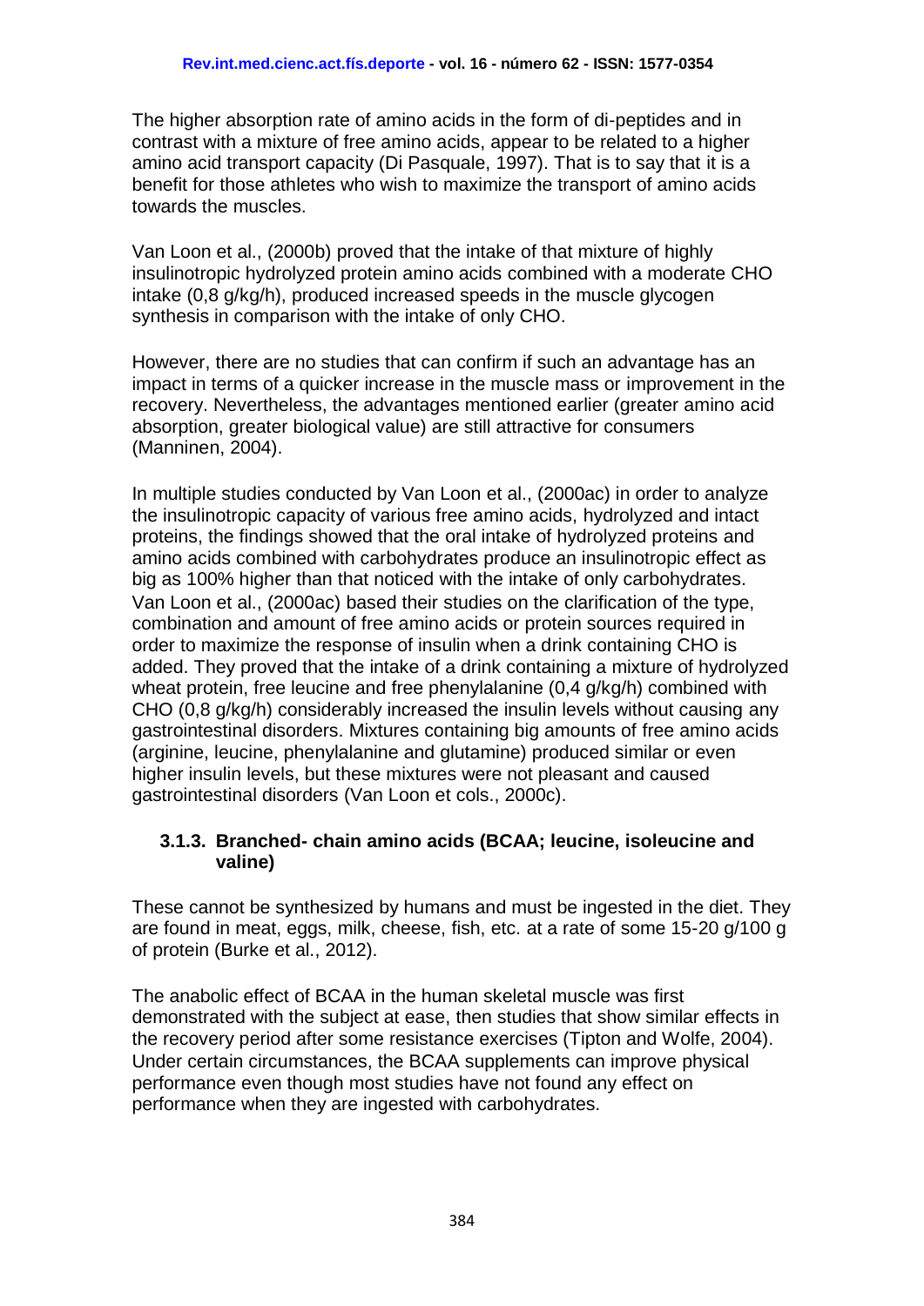The higher absorption rate of amino acids in the form of di-peptides and in contrast with a mixture of free amino acids, appear to be related to a higher amino acid transport capacity (Di Pasquale, 1997). That is to say that it is a benefit for those athletes who wish to maximize the transport of amino acids towards the muscles.

Van Loon et al., (2000b) proved that the intake of that mixture of highly insulinotropic hydrolyzed protein amino acids combined with a moderate CHO intake (0,8 g/kg/h), produced increased speeds in the muscle glycogen synthesis in comparison with the intake of only CHO.

However, there are no studies that can confirm if such an advantage has an impact in terms of a quicker increase in the muscle mass or improvement in the recovery. Nevertheless, the advantages mentioned earlier (greater amino acid absorption, greater biological value) are still attractive for consumers (Manninen, 2004).

In multiple studies conducted by Van Loon et al., (2000ac) in order to analyze the insulinotropic capacity of various free amino acids, hydrolyzed and intact proteins, the findings showed that the oral intake of hydrolyzed proteins and amino acids combined with carbohydrates produce an insulinotropic effect as big as 100% higher than that noticed with the intake of only carbohydrates. Van Loon et al., (2000ac) based their studies on the clarification of the type, combination and amount of free amino acids or protein sources required in order to maximize the response of insulin when a drink containing CHO is added. They proved that the intake of a drink containing a mixture of hydrolyzed wheat protein, free leucine and free phenylalanine (0,4 g/kg/h) combined with CHO (0,8 g/kg/h) considerably increased the insulin levels without causing any gastrointestinal disorders. Mixtures containing big amounts of free amino acids (arginine, leucine, phenylalanine and glutamine) produced similar or even higher insulin levels, but these mixtures were not pleasant and caused gastrointestinal disorders (Van Loon et cols., 2000c).

### 3.1.3. Branched- chain amino acids (BCAA; leucine, isoleucine and valine)

These cannot be synthesized by humans and must be ingested in the diet. They are found in meat, eggs, milk, cheese, fish, etc. at a rate of some 15-20 g/100 g of protein (Burke et al., 2012).

The anabolic effect of BCAA in the human skeletal muscle was first demonstrated with the subject at ease, then studies that show similar effects in the recovery period after some resistance exercises (Tipton and Wolfe, 2004). Under certain circumstances, the BCAA supplements can improve physical performance even though most studies have not found any effect on performance when they are ingested with carbohydrates.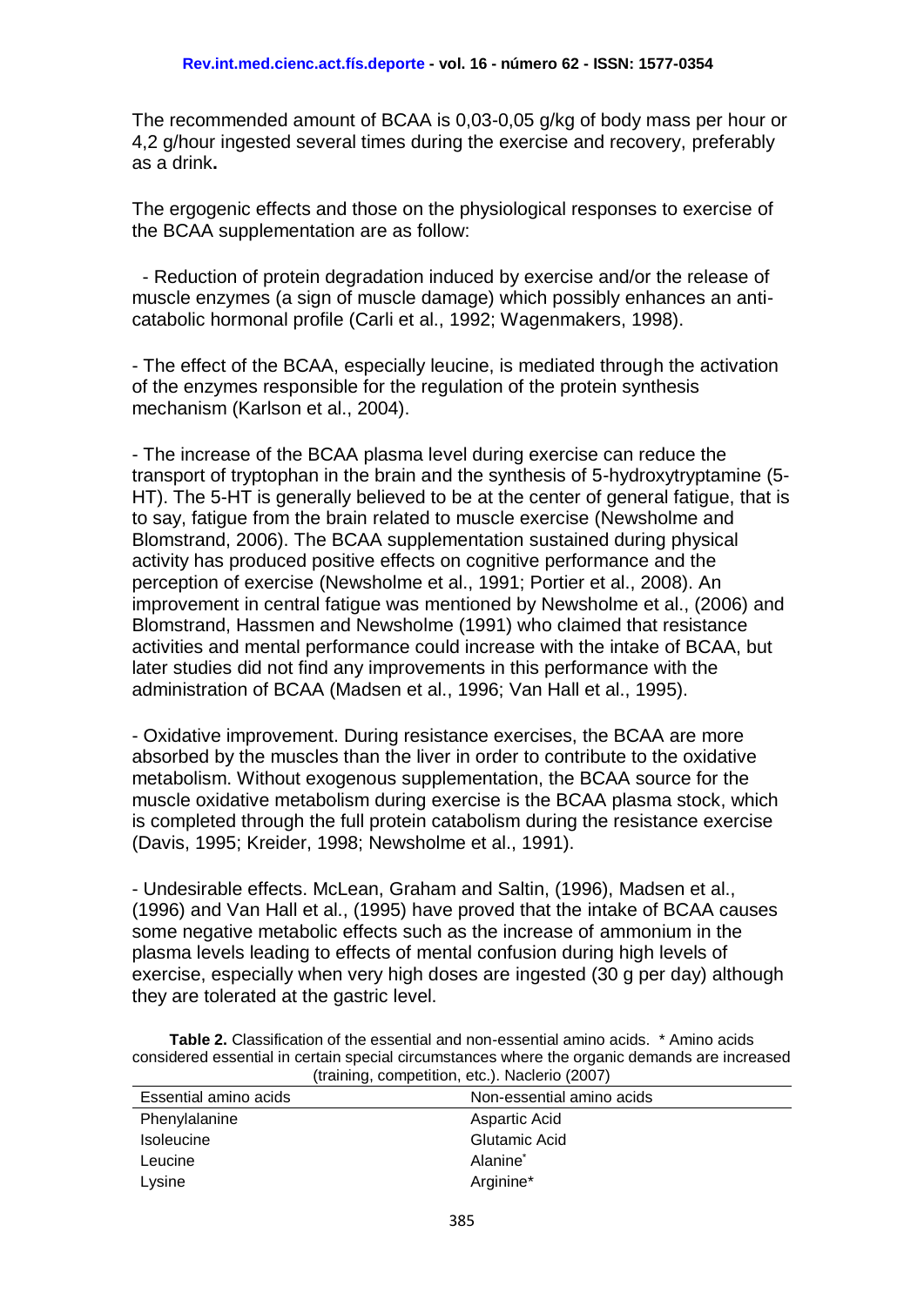The recommended amount of BCAA is 0,03-0,05 g/kg of body mass per hour or 4,2 g/hour ingested several times during the exercise and recovery, preferably as a drink**.**

The ergogenic effects and those on the physiological responses to exercise of the BCAA supplementation are as follow:

- Reduction of protein degradation induced by exercise and/or the release of muscle enzymes (a sign of muscle damage) which possibly enhances an anti-catabolic hormonal profile (Carli et al., 1992; Wagenmakers, 1998).

- The effect of the BCAA, especially leucine, is mediated through the activation of the enzymes responsible for the regulation of the protein synthesis mechanism (Karlson et al., 2004).

- The increase of the BCAA plasma level during exercise can reduce the transport of tryptophan in the brain and the synthesis of 5-hydroxytryptamine (5-HT). The 5-HT is generally believed to be at the center of general fatigue, that is to say, fatigue from the brain related to muscle exercise (Newsholme and Blomstrand, 2006). The BCAA supplementation sustained during physical activity has produced positive effects on cognitive performance and the perception of exercise (Newsholme et al., 1991; Portier et al., 2008). An improvement in central fatigue was mentioned by Newsholme et al., (2006) and Blomstrand, Hassmen and Newsholme (1991) who claimed that resistance activities and mental performance could increase with the intake of BCAA, but later studies did not find any improvements in this performance with the administration of BCAA (Madsen et al., 1996; Van Hall et al., 1995).

- Oxidative improvement. During resistance exercises, the BCAA are more absorbed by the muscles than the liver in order to contribute to the oxidative metabolism. Without exogenous supplementation, the BCAA source for the muscle oxidative metabolism during exercise is the BCAA plasma stock, which is completed through the full protein catabolism during the resistance exercise (Davis, 1995; Kreider, 1998; Newsholme et al., 1991).

- Undesirable effects. McLean, Graham and Saltin, (1996), Madsen et al., (1996) and Van Hall et al., (1995) have proved that the intake of BCAA causes some negative metabolic effects such as the increase of ammonium in the plasma levels leading to effects of mental confusion during high levels of exercise, especially when very high doses are ingested (30 g per day) although they are tolerated at the gastric level.

**Table 2.** Classification of the essential and non-essential amino acids. * Amino acids considered essential in certain special circumstances where the organic demands are increased (training, competition, etc.). Naclerio (2007)

| Essential amino acids | Non-essential amino acids |
|---|---|
| Phenylalanine | Aspartic Acid |
| Isoleucine | Glutamic Acid |
| Leucine | Alanine* |
| Lysine | Arginine* |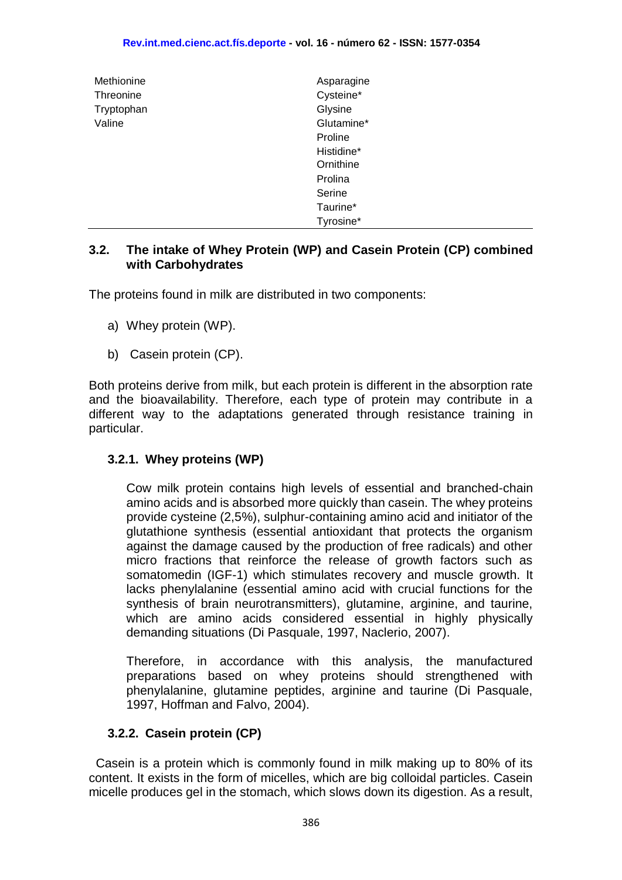| | |
|---|---|
| Methionine | Asparagine |
| Threonine | Cysteine* |
| Tryptophan | Glysine |
| Valine | Glutamine* |
| | Proline |
| | Histidine* |
| | Ornithine |
| | Prolina |
| | Serine |
| | Taurine* |
| | Tyrosine* |

### 3.2. The intake of Whey Protein (WP) and Casein Protein (CP) combined with Carbohydrates

The proteins found in milk are distributed in two components:

a) Whey protein (WP).

b) Casein protein (CP).

Both proteins derive from milk, but each protein is different in the absorption rate and the bioavailability. Therefore, each type of protein may contribute in a different way to the adaptations generated through resistance training in particular.

#### 3.2.1. Whey proteins (WP)

Cow milk protein contains high levels of essential and branched-chain amino acids and is absorbed more quickly than casein. The whey proteins provide cysteine (2,5%), sulphur-containing amino acid and initiator of the glutathione synthesis (essential antioxidant that protects the organism against the damage caused by the production of free radicals) and other micro fractions that reinforce the release of growth factors such as somatomedin (IGF-1) which stimulates recovery and muscle growth. It lacks phenylalanine (essential amino acid with crucial functions for the synthesis of brain neurotransmitters), glutamine, arginine, and taurine, which are amino acids considered essential in highly physically demanding situations (Di Pasquale, 1997, Naclerio, 2007).

Therefore, in accordance with this analysis, the manufactured preparations based on whey proteins should strengthened with phenylalanine, glutamine peptides, arginine and taurine (Di Pasquale, 1997, Hoffman and Falvo, 2004).

#### 3.2.2. Casein protein (CP)

Casein is a protein which is commonly found in milk making up to 80% of its content. It exists in the form of micelles, which are big colloidal particles. Casein micelle produces gel in the stomach, which slows down its digestion. As a result,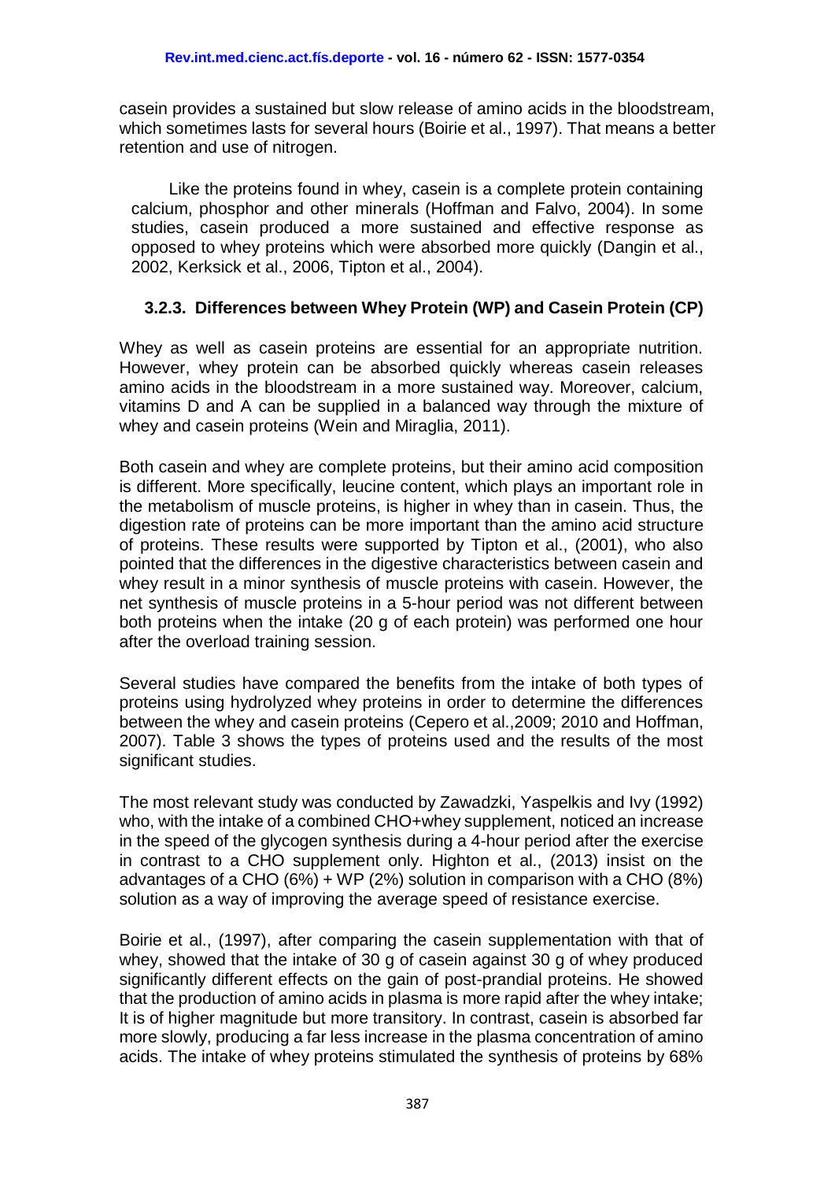casein provides a sustained but slow release of amino acids in the bloodstream, which sometimes lasts for several hours (Boirie et al., 1997). That means a better retention and use of nitrogen.

Like the proteins found in whey, casein is a complete protein containing calcium, phosphor and other minerals (Hoffman and Falvo, 2004). In some studies, casein produced a more sustained and effective response as opposed to whey proteins which were absorbed more quickly (Dangin et al., 2002, Kerksick et al., 2006, Tipton et al., 2004).

### 3.2.3. Differences between Whey Protein (WP) and Casein Protein (CP)

Whey as well as casein proteins are essential for an appropriate nutrition. However, whey protein can be absorbed quickly whereas casein releases amino acids in the bloodstream in a more sustained way. Moreover, calcium, vitamins D and A can be supplied in a balanced way through the mixture of whey and casein proteins (Wein and Miraglia, 2011).

Both casein and whey are complete proteins, but their amino acid composition is different. More specifically, leucine content, which plays an important role in the metabolism of muscle proteins, is higher in whey than in casein. Thus, the digestion rate of proteins can be more important than the amino acid structure of proteins. These results were supported by Tipton et al., (2001), who also pointed that the differences in the digestive characteristics between casein and whey result in a minor synthesis of muscle proteins with casein. However, the net synthesis of muscle proteins in a 5-hour period was not different between both proteins when the intake (20 g of each protein) was performed one hour after the overload training session.

Several studies have compared the benefits from the intake of both types of proteins using hydrolyzed whey proteins in order to determine the differences between the whey and casein proteins (Cepero et al.,2009; 2010 and Hoffman, 2007). Table 3 shows the types of proteins used and the results of the most significant studies.

The most relevant study was conducted by Zawadzki, Yaspelkis and Ivy (1992) who, with the intake of a combined CHO+whey supplement, noticed an increase in the speed of the glycogen synthesis during a 4-hour period after the exercise in contrast to a CHO supplement only. Highton et al., (2013) insist on the advantages of a CHO (6%) + WP (2%) solution in comparison with a CHO (8%) solution as a way of improving the average speed of resistance exercise.

Boirie et al., (1997), after comparing the casein supplementation with that of whey, showed that the intake of 30 g of casein against 30 g of whey produced significantly different effects on the gain of post-prandial proteins. He showed that the production of amino acids in plasma is more rapid after the whey intake; It is of higher magnitude but more transitory. In contrast, casein is absorbed far more slowly, producing a far less increase in the plasma concentration of amino acids. The intake of whey proteins stimulated the synthesis of proteins by 68%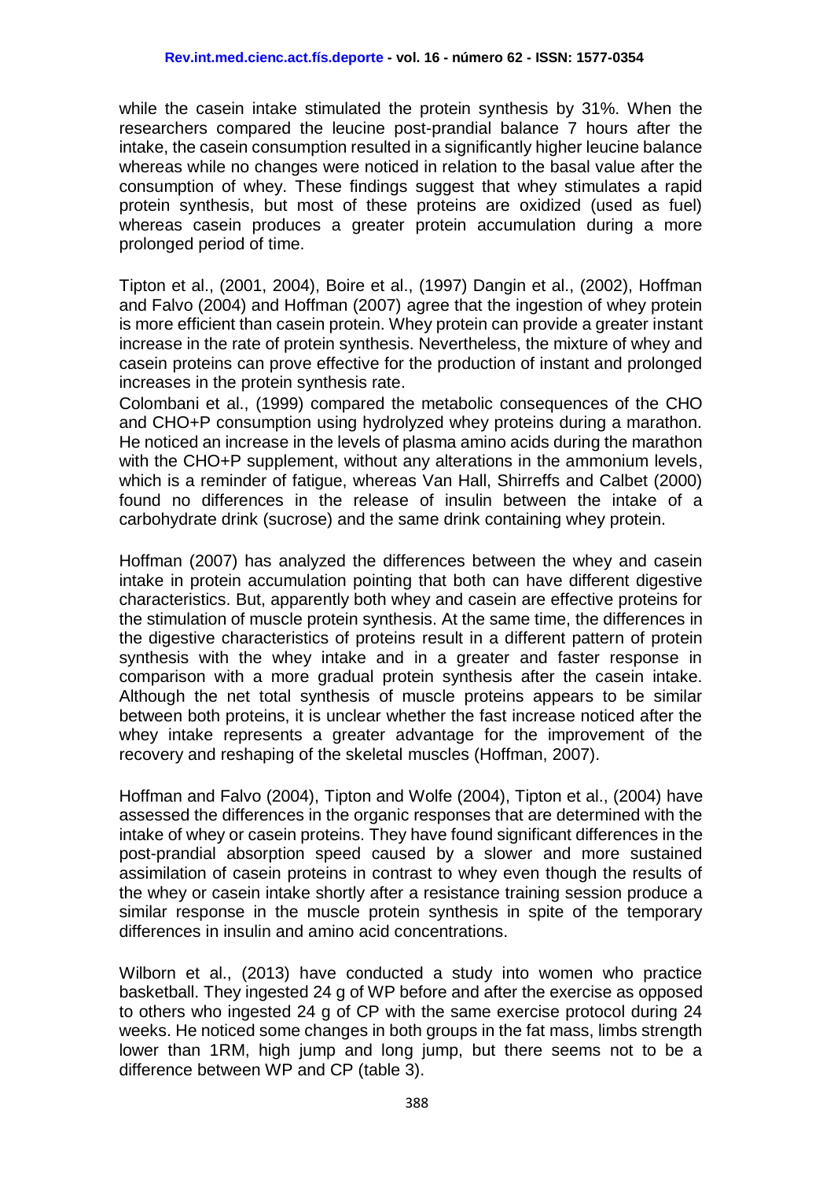while the casein intake stimulated the protein synthesis by 31%. When the researchers compared the leucine post-prandial balance 7 hours after the intake, the casein consumption resulted in a significantly higher leucine balance whereas while no changes were noticed in relation to the basal value after the consumption of whey. These findings suggest that whey stimulates a rapid protein synthesis, but most of these proteins are oxidized (used as fuel) whereas casein produces a greater protein accumulation during a more prolonged period of time.

Tipton et al., (2001, 2004), Boire et al., (1997) Dangin et al., (2002), Hoffman and Falvo (2004) and Hoffman (2007) agree that the ingestion of whey protein is more efficient than casein protein. Whey protein can provide a greater instant increase in the rate of protein synthesis. Nevertheless, the mixture of whey and casein proteins can prove effective for the production of instant and prolonged increases in the protein synthesis rate.

Colombani et al., (1999) compared the metabolic consequences of the CHO and CHO+P consumption using hydrolyzed whey proteins during a marathon. He noticed an increase in the levels of plasma amino acids during the marathon with the CHO+P supplement, without any alterations in the ammonium levels, which is a reminder of fatigue, whereas Van Hall, Shirreffs and Calbet (2000) found no differences in the release of insulin between the intake of a carbohydrate drink (sucrose) and the same drink containing whey protein.

Hoffman (2007) has analyzed the differences between the whey and casein intake in protein accumulation pointing that both can have different digestive characteristics. But, apparently both whey and casein are effective proteins for the stimulation of muscle protein synthesis. At the same time, the differences in the digestive characteristics of proteins result in a different pattern of protein synthesis with the whey intake and in a greater and faster response in comparison with a more gradual protein synthesis after the casein intake. Although the net total synthesis of muscle proteins appears to be similar between both proteins, it is unclear whether the fast increase noticed after the whey intake represents a greater advantage for the improvement of the recovery and reshaping of the skeletal muscles (Hoffman, 2007).

Hoffman and Falvo (2004), Tipton and Wolfe (2004), Tipton et al., (2004) have assessed the differences in the organic responses that are determined with the intake of whey or casein proteins. They have found significant differences in the post-prandial absorption speed caused by a slower and more sustained assimilation of casein proteins in contrast to whey even though the results of the whey or casein intake shortly after a resistance training session produce a similar response in the muscle protein synthesis in spite of the temporary differences in insulin and amino acid concentrations.

Wilborn et al., (2013) have conducted a study into women who practice basketball. They ingested 24 g of WP before and after the exercise as opposed to others who ingested 24 g of CP with the same exercise protocol during 24 weeks. He noticed some changes in both groups in the fat mass, limbs strength lower than 1RM, high jump and long jump, but there seems not to be a difference between WP and CP (table 3).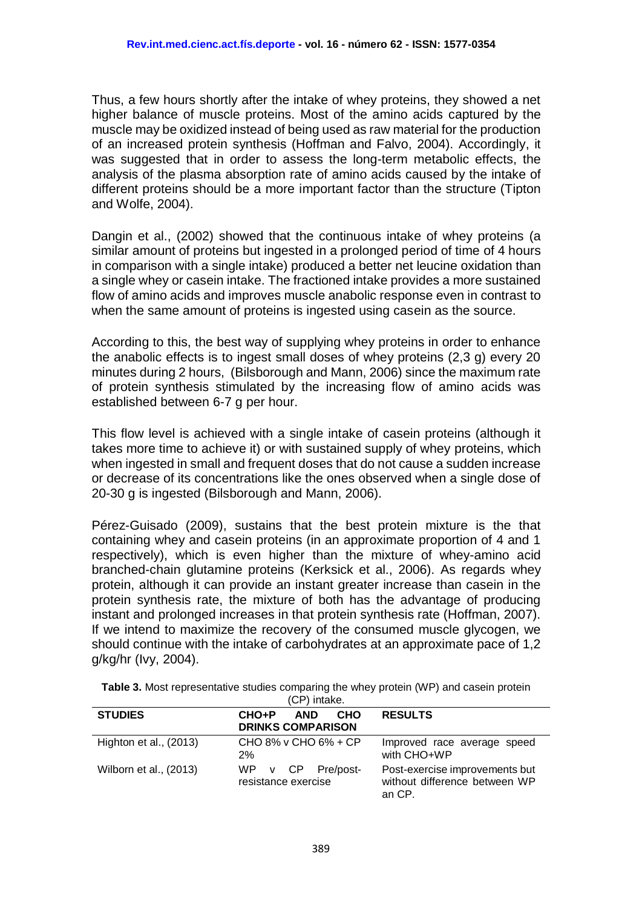Thus, a few hours shortly after the intake of whey proteins, they showed a net higher balance of muscle proteins. Most of the amino acids captured by the muscle may be oxidized instead of being used as raw material for the production of an increased protein synthesis (Hoffman and Falvo, 2004). Accordingly, it was suggested that in order to assess the long-term metabolic effects, the analysis of the plasma absorption rate of amino acids caused by the intake of different proteins should be a more important factor than the structure (Tipton and Wolfe, 2004).

Dangin et al., (2002) showed that the continuous intake of whey proteins (a similar amount of proteins but ingested in a prolonged period of time of 4 hours in comparison with a single intake) produced a better net leucine oxidation than a single whey or casein intake. The fractioned intake provides a more sustained flow of amino acids and improves muscle anabolic response even in contrast to when the same amount of proteins is ingested using casein as the source.

According to this, the best way of supplying whey proteins in order to enhance the anabolic effects is to ingest small doses of whey proteins (2,3 g) every 20 minutes during 2 hours, (Bilsborough and Mann, 2006) since the maximum rate of protein synthesis stimulated by the increasing flow of amino acids was established between 6-7 g per hour.

This flow level is achieved with a single intake of casein proteins (although it takes more time to achieve it) or with sustained supply of whey proteins, which when ingested in small and frequent doses that do not cause a sudden increase or decrease of its concentrations like the ones observed when a single dose of 20-30 g is ingested (Bilsborough and Mann, 2006).

Pérez-Guisado (2009), sustains that the best protein mixture is the that containing whey and casein proteins (in an approximate proportion of 4 and 1 respectively), which is even higher than the mixture of whey-amino acid branched-chain glutamine proteins (Kerksick et al., 2006). As regards whey protein, although it can provide an instant greater increase than casein in the protein synthesis rate, the mixture of both has the advantage of producing instant and prolonged increases in that protein synthesis rate (Hoffman, 2007). If we intend to maximize the recovery of the consumed muscle glycogen, we should continue with the intake of carbohydrates at an approximate pace of 1,2 g/kg/hr (Ivy, 2004).

**Table 3.** Most representative studies comparing the whey protein (WP) and casein protein (CP) intake.

| STUDIES | CHO+P AND CHO DRINKS COMPARISON | RESULTS |
|---|---|---|
| Highton et al., (2013) | CHO 8% v CHO 6% + CP 2% | Improved race average speed with CHO+WP |
| Wilborn et al., (2013) | WP v CP Pre/post-resistance exercise | Post-exercise improvements but without difference between WP an CP. |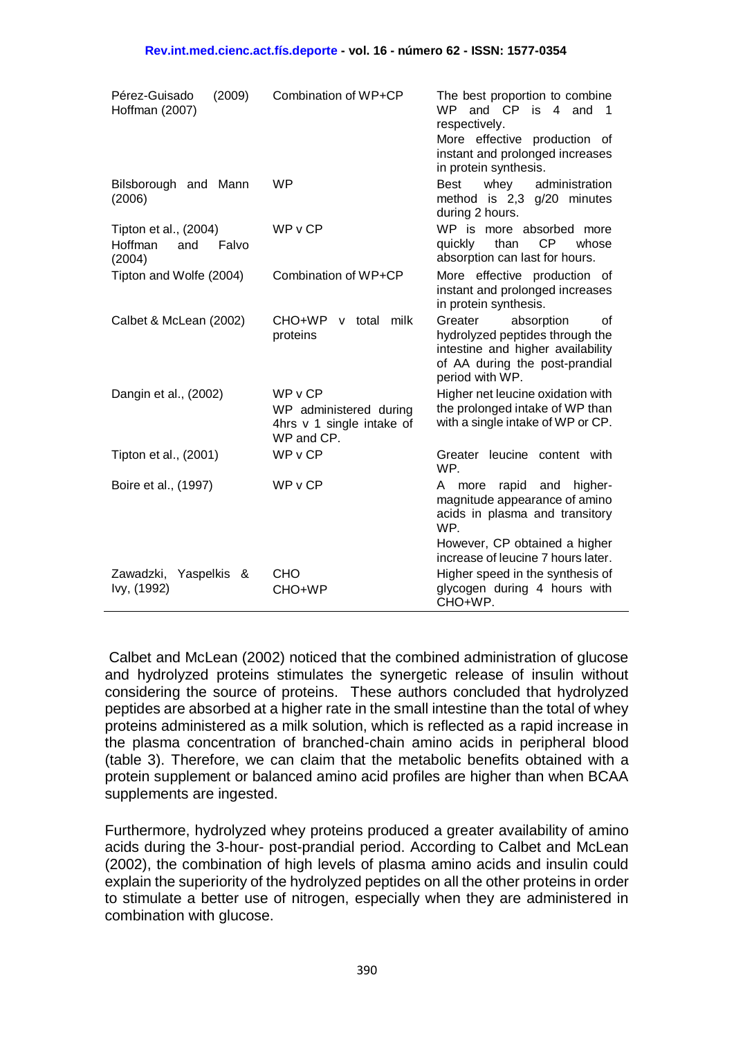| | | |
|---|---|---|
| Pérez-Guisado (2009) Hoffman (2007) | Combination of WP+CP | The best proportion to combine WP and CP is 4 and 1 respectively. More effective production of instant and prolonged increases in protein synthesis. |
| Bilsborough and Mann (2006) | WP | Best whey administration method is 2,3 g/20 minutes during 2 hours. |
| Tipton et al., (2004) Hoffman and Falvo (2004) | WP v CP | WP is more absorbed more quickly than CP whose absorption can last for hours. |
| Tipton and Wolfe (2004) | Combination of WP+CP | More effective production of instant and prolonged increases in protein synthesis. |
| Calbet & McLean (2002) | CHO+WP v total milk proteins | Greater absorption of hydrolyzed peptides through the intestine and higher availability of AA during the post-prandial period with WP. |
| Dangin et al., (2002) | WP v CP WP administered during 4hrs v 1 single intake of WP and CP. | Higher net leucine oxidation with the prolonged intake of WP than with a single intake of WP or CP. |
| Tipton et al., (2001) | WP v CP | Greater leucine content with WP. |
| Boire et al., (1997) | WP v CP | A more rapid and higher-magnitude appearance of amino acids in plasma and transitory WP. However, CP obtained a higher increase of leucine 7 hours later. |
| Zawadzki, Yaspelkis & Ivy, (1992) | CHO CHO+WP | Higher speed in the synthesis of glycogen during 4 hours with CHO+WP. |

Calbet and McLean (2002) noticed that the combined administration of glucose and hydrolyzed proteins stimulates the synergetic release of insulin without considering the source of proteins. These authors concluded that hydrolyzed peptides are absorbed at a higher rate in the small intestine than the total of whey proteins administered as a milk solution, which is reflected as a rapid increase in the plasma concentration of branched-chain amino acids in peripheral blood (table 3). Therefore, we can claim that the metabolic benefits obtained with a protein supplement or balanced amino acid profiles are higher than when BCAA supplements are ingested.

Furthermore, hydrolyzed whey proteins produced a greater availability of amino acids during the 3-hour- post-prandial period. According to Calbet and McLean (2002), the combination of high levels of plasma amino acids and insulin could explain the superiority of the hydrolyzed peptides on all the other proteins in order to stimulate a better use of nitrogen, especially when they are administered in combination with glucose.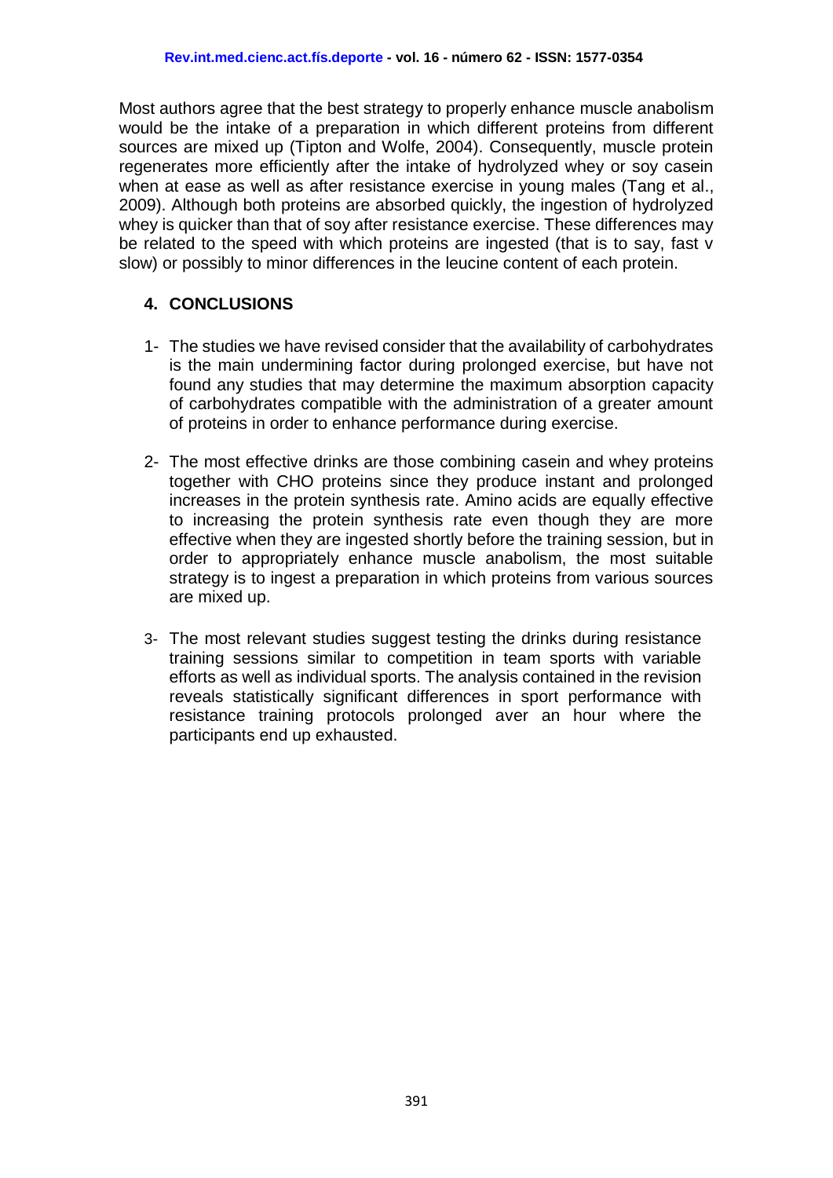Most authors agree that the best strategy to properly enhance muscle anabolism would be the intake of a preparation in which different proteins from different sources are mixed up (Tipton and Wolfe, 2004). Consequently, muscle protein regenerates more efficiently after the intake of hydrolyzed whey or soy casein when at ease as well as after resistance exercise in young males (Tang et al., 2009). Although both proteins are absorbed quickly, the ingestion of hydrolyzed whey is quicker than that of soy after resistance exercise. These differences may be related to the speed with which proteins are ingested (that is to say, fast v slow) or possibly to minor differences in the leucine content of each protein.

## 4. CONCLUSIONS

1- The studies we have revised consider that the availability of carbohydrates is the main undermining factor during prolonged exercise, but have not found any studies that may determine the maximum absorption capacity of carbohydrates compatible with the administration of a greater amount of proteins in order to enhance performance during exercise.

2- The most effective drinks are those combining casein and whey proteins together with CHO proteins since they produce instant and prolonged increases in the protein synthesis rate. Amino acids are equally effective to increasing the protein synthesis rate even though they are more effective when they are ingested shortly before the training session, but in order to appropriately enhance muscle anabolism, the most suitable strategy is to ingest a preparation in which proteins from various sources are mixed up.

3- The most relevant studies suggest testing the drinks during resistance training sessions similar to competition in team sports with variable efforts as well as individual sports. The analysis contained in the revision reveals statistically significant differences in sport performance with resistance training protocols prolonged aver an hour where the participants end up exhausted.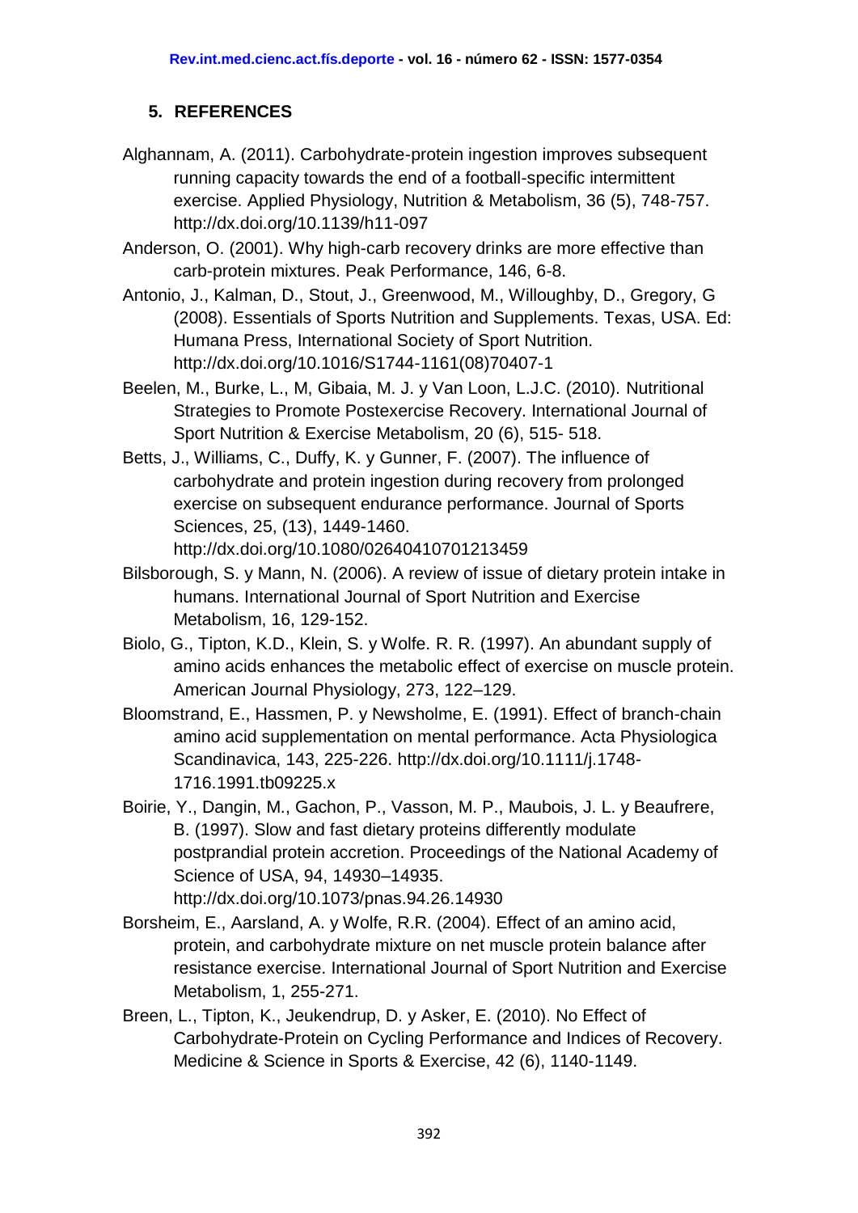## 5. REFERENCES

Alghannam, A. (2011). Carbohydrate-protein ingestion improves subsequent running capacity towards the end of a football-specific intermittent exercise. Applied Physiology, Nutrition & Metabolism, 36 (5), 748-757. http://dx.doi.org/10.1139/h11-097

Anderson, O. (2001). Why high-carb recovery drinks are more effective than carb-protein mixtures. Peak Performance, 146, 6-8.

Antonio, J., Kalman, D., Stout, J., Greenwood, M., Willoughby, D., Gregory, G (2008). Essentials of Sports Nutrition and Supplements. Texas, USA. Ed: Humana Press, International Society of Sport Nutrition. http://dx.doi.org/10.1016/S1744-1161(08)70407-1

Beelen, M., Burke, L., M, Gibaia, M. J. y Van Loon, L.J.C. (2010). Nutritional Strategies to Promote Postexercise Recovery. International Journal of Sport Nutrition & Exercise Metabolism, 20 (6), 515- 518.

Betts, J., Williams, C., Duffy, K. y Gunner, F. (2007). The influence of carbohydrate and protein ingestion during recovery from prolonged exercise on subsequent endurance performance. Journal of Sports Sciences, 25, (13), 1449-1460. http://dx.doi.org/10.1080/02640410701213459

Bilsborough, S. y Mann, N. (2006). A review of issue of dietary protein intake in humans. International Journal of Sport Nutrition and Exercise Metabolism, 16, 129-152.

Biolo, G., Tipton, K.D., Klein, S. y Wolfe. R. R. (1997). An abundant supply of amino acids enhances the metabolic effect of exercise on muscle protein. American Journal Physiology, 273, 122–129.

Bloomstrand, E., Hassmen, P. y Newsholme, E. (1991). Effect of branch-chain amino acid supplementation on mental performance. Acta Physiologica Scandinavica, 143, 225-226. http://dx.doi.org/10.1111/j.1748-1716.1991.tb09225.x

Boirie, Y., Dangin, M., Gachon, P., Vasson, M. P., Maubois, J. L. y Beaufrere, B. (1997). Slow and fast dietary proteins differently modulate postprandial protein accretion. Proceedings of the National Academy of Science of USA, 94, 14930–14935. http://dx.doi.org/10.1073/pnas.94.26.14930

Borsheim, E., Aarsland, A. y Wolfe, R.R. (2004). Effect of an amino acid, protein, and carbohydrate mixture on net muscle protein balance after resistance exercise. International Journal of Sport Nutrition and Exercise Metabolism, 1, 255-271.

Breen, L., Tipton, K., Jeukendrup, D. y Asker, E. (2010). No Effect of Carbohydrate-Protein on Cycling Performance and Indices of Recovery. Medicine & Science in Sports & Exercise, 42 (6), 1140-1149.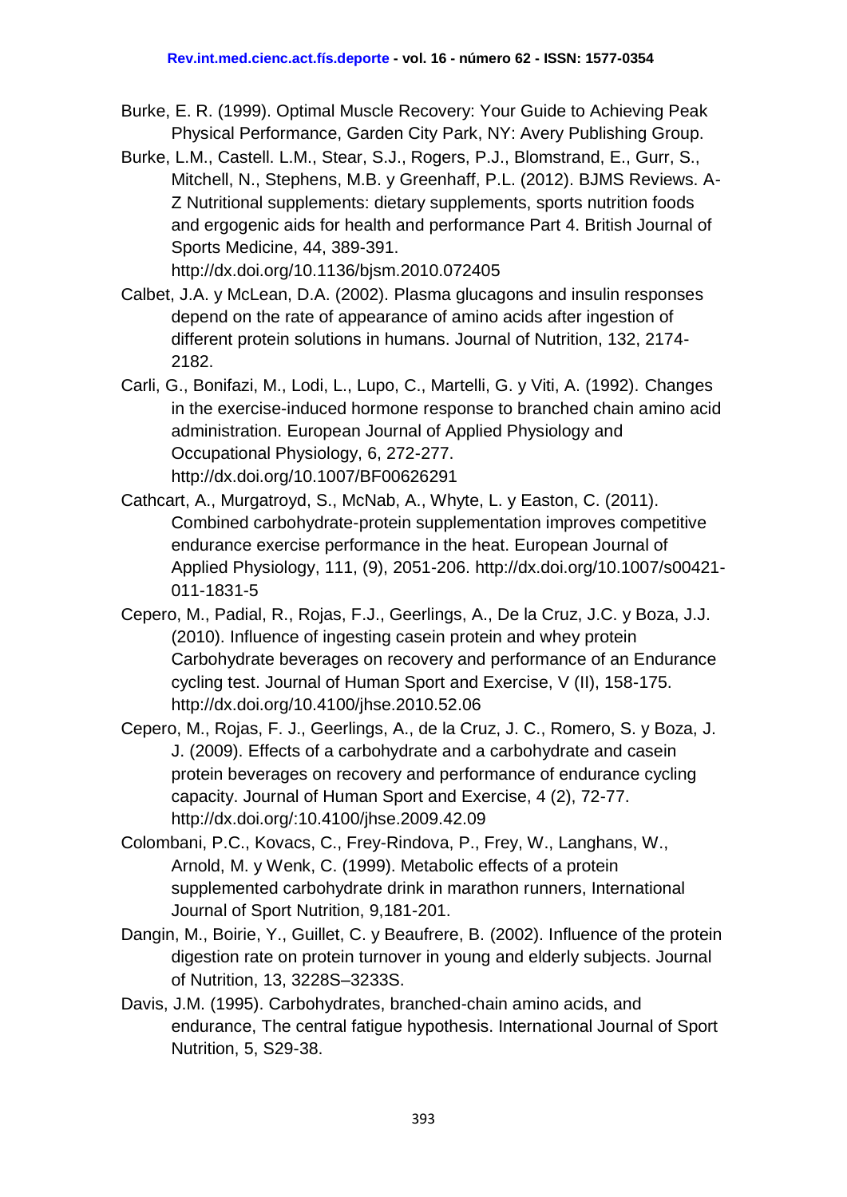Burke, E. R. (1999). Optimal Muscle Recovery: Your Guide to Achieving Peak Physical Performance, Garden City Park, NY: Avery Publishing Group.

Burke, L.M., Castell. L.M., Stear, S.J., Rogers, P.J., Blomstrand, E., Gurr, S., Mitchell, N., Stephens, M.B. y Greenhaff, P.L. (2012). BJMS Reviews. A-Z Nutritional supplements: dietary supplements, sports nutrition foods and ergogenic aids for health and performance Part 4. British Journal of Sports Medicine, 44, 389-391. http://dx.doi.org/10.1136/bjsm.2010.072405

Calbet, J.A. y McLean, D.A. (2002). Plasma glucagons and insulin responses depend on the rate of appearance of amino acids after ingestion of different protein solutions in humans. Journal of Nutrition, 132, 2174-2182.

Carli, G., Bonifazi, M., Lodi, L., Lupo, C., Martelli, G. y Viti, A. (1992). Changes in the exercise-induced hormone response to branched chain amino acid administration. European Journal of Applied Physiology and Occupational Physiology, 6, 272-277. http://dx.doi.org/10.1007/BF00626291

Cathcart, A., Murgatroyd, S., McNab, A., Whyte, L. y Easton, C. (2011). Combined carbohydrate-protein supplementation improves competitive endurance exercise performance in the heat. European Journal of Applied Physiology, 111, (9), 2051-206. http://dx.doi.org/10.1007/s00421-011-1831-5

Cepero, M., Padial, R., Rojas, F.J., Geerlings, A., De la Cruz, J.C. y Boza, J.J. (2010). Influence of ingesting casein protein and whey protein Carbohydrate beverages on recovery and performance of an Endurance cycling test. Journal of Human Sport and Exercise, V (II), 158-175. http://dx.doi.org/10.4100/jhse.2010.52.06

Cepero, M., Rojas, F. J., Geerlings, A., de la Cruz, J. C., Romero, S. y Boza, J. J. (2009). Effects of a carbohydrate and a carbohydrate and casein protein beverages on recovery and performance of endurance cycling capacity. Journal of Human Sport and Exercise, 4 (2), 72-77. http://dx.doi.org/:10.4100/jhse.2009.42.09

Colombani, P.C., Kovacs, C., Frey-Rindova, P., Frey, W., Langhans, W., Arnold, M. y Wenk, C. (1999). Metabolic effects of a protein supplemented carbohydrate drink in marathon runners, International Journal of Sport Nutrition, 9,181-201.

Dangin, M., Boirie, Y., Guillet, C. y Beaufrere, B. (2002). Influence of the protein digestion rate on protein turnover in young and elderly subjects. Journal of Nutrition, 13, 3228S–3233S.

Davis, J.M. (1995). Carbohydrates, branched-chain amino acids, and endurance, The central fatigue hypothesis. International Journal of Sport Nutrition, 5, S29-38.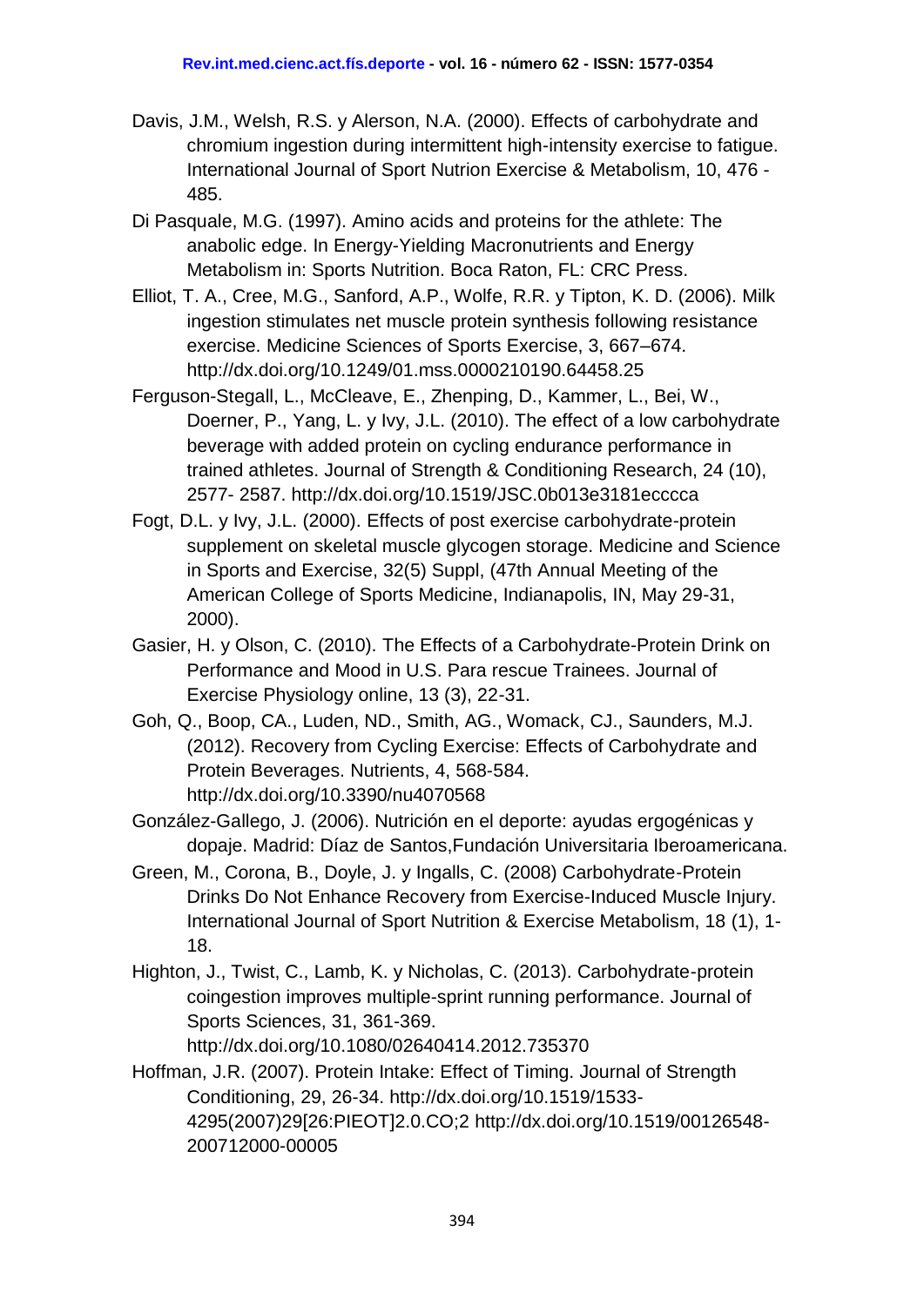Davis, J.M., Welsh, R.S. y Alerson, N.A. (2000). Effects of carbohydrate and chromium ingestion during intermittent high-intensity exercise to fatigue. International Journal of Sport Nutrion Exercise & Metabolism, 10, 476 - 485.

Di Pasquale, M.G. (1997). Amino acids and proteins for the athlete: The anabolic edge. In Energy-Yielding Macronutrients and Energy Metabolism in: Sports Nutrition. Boca Raton, FL: CRC Press.

Elliot, T. A., Cree, M.G., Sanford, A.P., Wolfe, R.R. y Tipton, K. D. (2006). Milk ingestion stimulates net muscle protein synthesis following resistance exercise. Medicine Sciences of Sports Exercise, 3, 667–674. http://dx.doi.org/10.1249/01.mss.0000210190.64458.25

Ferguson-Stegall, L., McCleave, E., Zhenping, D., Kammer, L., Bei, W., Doerner, P., Yang, L. y Ivy, J.L. (2010). The effect of a low carbohydrate beverage with added protein on cycling endurance performance in trained athletes. Journal of Strength & Conditioning Research, 24 (10), 2577- 2587. http://dx.doi.org/10.1519/JSC.0b013e3181ecccca

Fogt, D.L. y Ivy, J.L. (2000). Effects of post exercise carbohydrate-protein supplement on skeletal muscle glycogen storage. Medicine and Science in Sports and Exercise, 32(5) Suppl, (47th Annual Meeting of the American College of Sports Medicine, Indianapolis, IN, May 29-31, 2000).

Gasier, H. y Olson, C. (2010). The Effects of a Carbohydrate-Protein Drink on Performance and Mood in U.S. Para rescue Trainees. Journal of Exercise Physiology online, 13 (3), 22-31.

Goh, Q., Boop, CA., Luden, ND., Smith, AG., Womack, CJ., Saunders, M.J. (2012). Recovery from Cycling Exercise: Effects of Carbohydrate and Protein Beverages. Nutrients, 4, 568-584. http://dx.doi.org/10.3390/nu4070568

González-Gallego, J. (2006). Nutrición en el deporte: ayudas ergogénicas y dopaje. Madrid: Díaz de Santos,Fundación Universitaria Iberoamericana.

Green, M., Corona, B., Doyle, J. y Ingalls, C. (2008) Carbohydrate-Protein Drinks Do Not Enhance Recovery from Exercise-Induced Muscle Injury. International Journal of Sport Nutrition & Exercise Metabolism, 18 (1), 1-18.

Highton, J., Twist, C., Lamb, K. y Nicholas, C. (2013). Carbohydrate-protein coingestion improves multiple-sprint running performance. Journal of Sports Sciences, 31, 361-369. http://dx.doi.org/10.1080/02640414.2012.735370

Hoffman, J.R. (2007). Protein Intake: Effect of Timing. Journal of Strength Conditioning, 29, 26-34. http://dx.doi.org/10.1519/1533-4295(2007)29[26:PIEOT]2.0.CO;2 http://dx.doi.org/10.1519/00126548-200712000-00005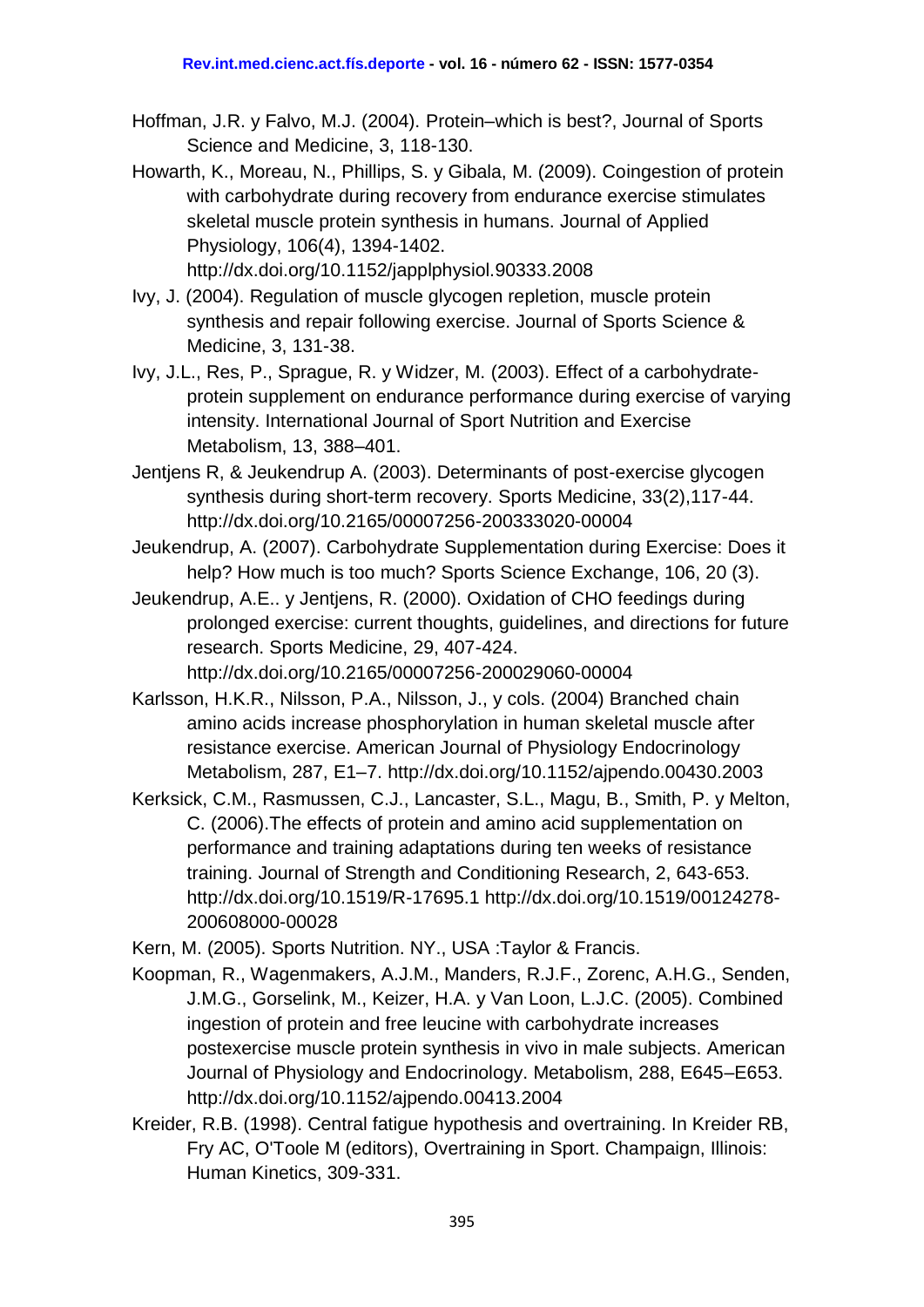Hoffman, J.R. y Falvo, M.J. (2004). Protein–which is best?, Journal of Sports Science and Medicine, 3, 118-130.

Howarth, K., Moreau, N., Phillips, S. y Gibala, M. (2009). Coingestion of protein with carbohydrate during recovery from endurance exercise stimulates skeletal muscle protein synthesis in humans. Journal of Applied Physiology, 106(4), 1394-1402. http://dx.doi.org/10.1152/japplphysiol.90333.2008

Ivy, J. (2004). Regulation of muscle glycogen repletion, muscle protein synthesis and repair following exercise. Journal of Sports Science & Medicine, 3, 131-38.

Ivy, J.L., Res, P., Sprague, R. y Widzer, M. (2003). Effect of a carbohydrate-protein supplement on endurance performance during exercise of varying intensity. International Journal of Sport Nutrition and Exercise Metabolism, 13, 388–401.

Jentjens R, & Jeukendrup A. (2003). Determinants of post-exercise glycogen synthesis during short-term recovery. Sports Medicine, 33(2),117-44. http://dx.doi.org/10.2165/00007256-200333020-00004

Jeukendrup, A. (2007). Carbohydrate Supplementation during Exercise: Does it help? How much is too much? Sports Science Exchange, 106, 20 (3).

Jeukendrup, A.E.. y Jentjens, R. (2000). Oxidation of CHO feedings during prolonged exercise: current thoughts, guidelines, and directions for future research. Sports Medicine, 29, 407-424. http://dx.doi.org/10.2165/00007256-200029060-00004

Karlsson, H.K.R., Nilsson, P.A., Nilsson, J., y cols. (2004) Branched chain amino acids increase phosphorylation in human skeletal muscle after resistance exercise. American Journal of Physiology Endocrinology Metabolism, 287, E1–7. http://dx.doi.org/10.1152/ajpendo.00430.2003

Kerksick, C.M., Rasmussen, C.J., Lancaster, S.L., Magu, B., Smith, P. y Melton, C. (2006).The effects of protein and amino acid supplementation on performance and training adaptations during ten weeks of resistance training. Journal of Strength and Conditioning Research, 2, 643-653. http://dx.doi.org/10.1519/R-17695.1 http://dx.doi.org/10.1519/00124278-200608000-00028

Kern, M. (2005). Sports Nutrition. NY., USA :Taylor & Francis.

Koopman, R., Wagenmakers, A.J.M., Manders, R.J.F., Zorenc, A.H.G., Senden, J.M.G., Gorselink, M., Keizer, H.A. y Van Loon, L.J.C. (2005). Combined ingestion of protein and free leucine with carbohydrate increases postexercise muscle protein synthesis in vivo in male subjects. American Journal of Physiology and Endocrinology. Metabolism, 288, E645–E653. http://dx.doi.org/10.1152/ajpendo.00413.2004

Kreider, R.B. (1998). Central fatigue hypothesis and overtraining. In Kreider RB, Fry AC, O'Toole M (editors), Overtraining in Sport. Champaign, Illinois: Human Kinetics, 309-331.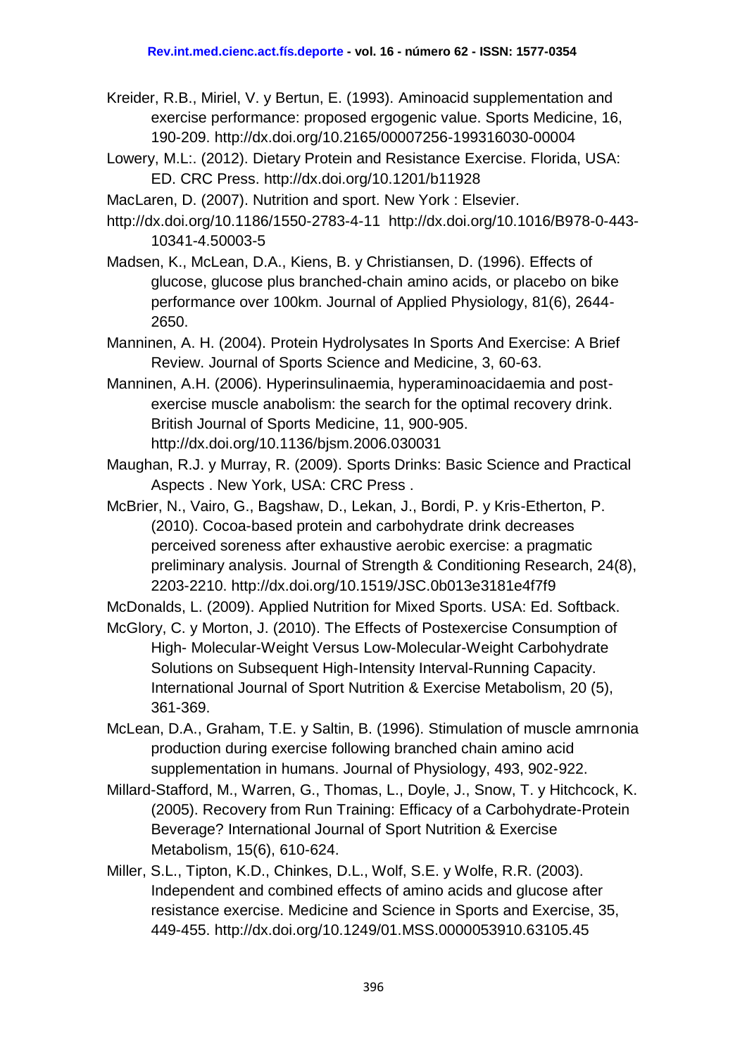Kreider, R.B., Miriel, V. y Bertun, E. (1993). Aminoacid supplementation and exercise performance: proposed ergogenic value. Sports Medicine, 16, 190-209. http://dx.doi.org/10.2165/00007256-199316030-00004

Lowery, M.L:. (2012). Dietary Protein and Resistance Exercise. Florida, USA: ED. CRC Press. http://dx.doi.org/10.1201/b11928

MacLaren, D. (2007). Nutrition and sport. New York : Elsevier.

http://dx.doi.org/10.1186/1550-2783-4-11 http://dx.doi.org/10.1016/B978-0-443-10341-4.50003-5

Madsen, K., McLean, D.A., Kiens, B. y Christiansen, D. (1996). Effects of glucose, glucose plus branched-chain amino acids, or placebo on bike performance over 100km. Journal of Applied Physiology, 81(6), 2644-2650.

Manninen, A. H. (2004). Protein Hydrolysates In Sports And Exercise: A Brief Review. Journal of Sports Science and Medicine, 3, 60-63.

Manninen, A.H. (2006). Hyperinsulinaemia, hyperaminoacidaemia and post-exercise muscle anabolism: the search for the optimal recovery drink. British Journal of Sports Medicine, 11, 900-905. http://dx.doi.org/10.1136/bjsm.2006.030031

Maughan, R.J. y Murray, R. (2009). Sports Drinks: Basic Science and Practical Aspects . New York, USA: CRC Press .

McBrier, N., Vairo, G., Bagshaw, D., Lekan, J., Bordi, P. y Kris-Etherton, P. (2010). Cocoa-based protein and carbohydrate drink decreases perceived soreness after exhaustive aerobic exercise: a pragmatic preliminary analysis. Journal of Strength & Conditioning Research, 24(8), 2203-2210. http://dx.doi.org/10.1519/JSC.0b013e3181e4f7f9

McDonalds, L. (2009). Applied Nutrition for Mixed Sports. USA: Ed. Softback.

McGlory, C. y Morton, J. (2010). The Effects of Postexercise Consumption of High- Molecular-Weight Versus Low-Molecular-Weight Carbohydrate Solutions on Subsequent High-Intensity Interval-Running Capacity. International Journal of Sport Nutrition & Exercise Metabolism, 20 (5), 361-369.

McLean, D.A., Graham, T.E. y Saltin, B. (1996). Stimulation of muscle amrnonia production during exercise following branched chain amino acid supplementation in humans. Journal of Physiology, 493, 902-922.

Millard-Stafford, M., Warren, G., Thomas, L., Doyle, J., Snow, T. y Hitchcock, K. (2005). Recovery from Run Training: Efficacy of a Carbohydrate-Protein Beverage? International Journal of Sport Nutrition & Exercise Metabolism, 15(6), 610-624.

Miller, S.L., Tipton, K.D., Chinkes, D.L., Wolf, S.E. y Wolfe, R.R. (2003). Independent and combined effects of amino acids and glucose after resistance exercise. Medicine and Science in Sports and Exercise, 35, 449-455. http://dx.doi.org/10.1249/01.MSS.0000053910.63105.45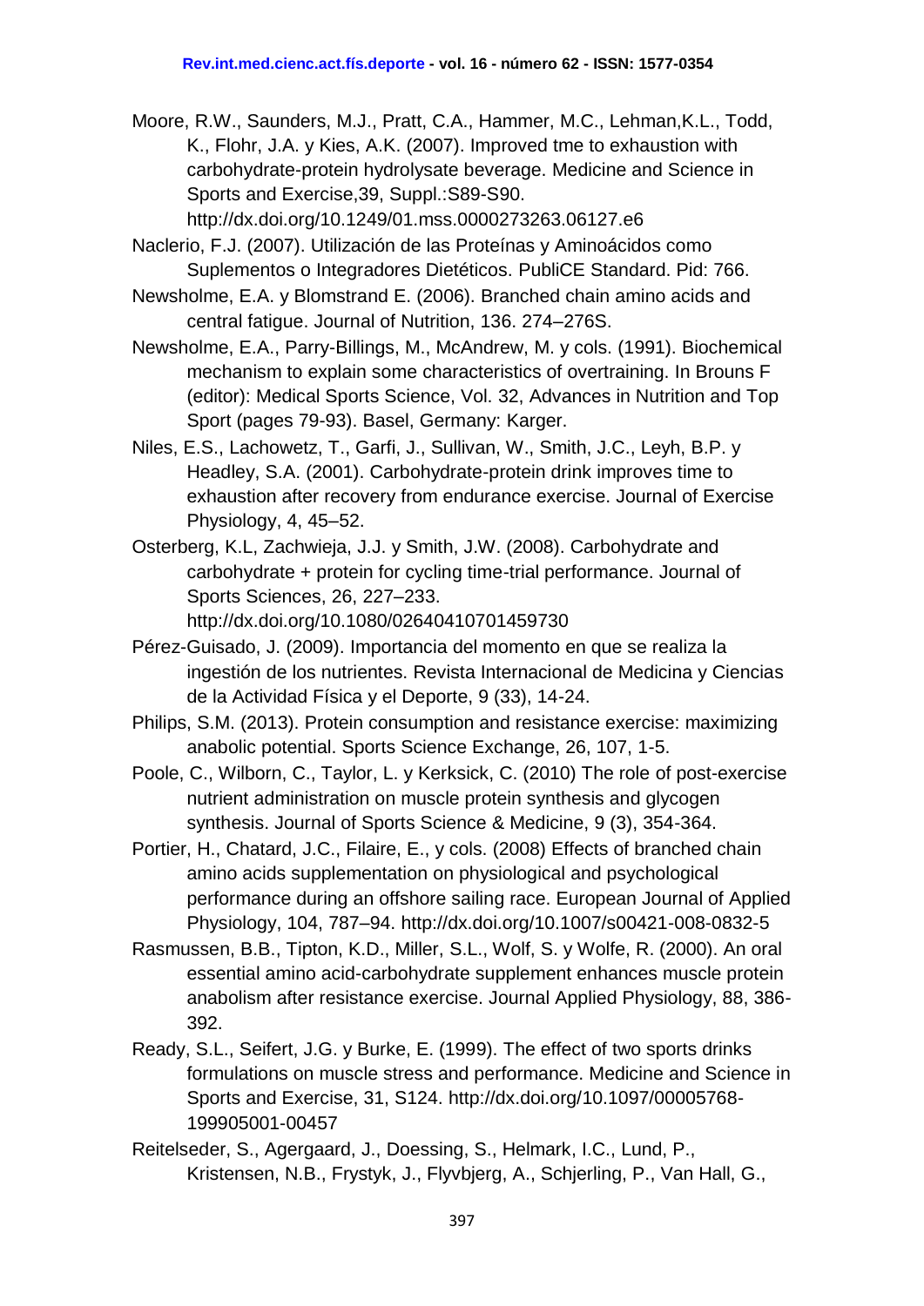Moore, R.W., Saunders, M.J., Pratt, C.A., Hammer, M.C., Lehman,K.L., Todd, K., Flohr, J.A. y Kies, A.K. (2007). Improved tme to exhaustion with carbohydrate-protein hydrolysate beverage. Medicine and Science in Sports and Exercise,39, Suppl.:S89-S90. http://dx.doi.org/10.1249/01.mss.0000273263.06127.e6

Naclerio, F.J. (2007). Utilización de las Proteínas y Aminoácidos como Suplementos o Integradores Dietéticos. PubliCE Standard. Pid: 766.

Newsholme, E.A. y Blomstrand E. (2006). Branched chain amino acids and central fatigue. Journal of Nutrition, 136. 274–276S.

Newsholme, E.A., Parry-Billings, M., McAndrew, M. y cols. (1991). Biochemical mechanism to explain some characteristics of overtraining. In Brouns F (editor): Medical Sports Science, Vol. 32, Advances in Nutrition and Top Sport (pages 79-93). Basel, Germany: Karger.

Niles, E.S., Lachowetz, T., Garfi, J., Sullivan, W., Smith, J.C., Leyh, B.P. y Headley, S.A. (2001). Carbohydrate-protein drink improves time to exhaustion after recovery from endurance exercise. Journal of Exercise Physiology, 4, 45–52.

Osterberg, K.L, Zachwieja, J.J. y Smith, J.W. (2008). Carbohydrate and carbohydrate + protein for cycling time-trial performance. Journal of Sports Sciences, 26, 227–233. http://dx.doi.org/10.1080/02640410701459730

Pérez-Guisado, J. (2009). Importancia del momento en que se realiza la ingestión de los nutrientes. Revista Internacional de Medicina y Ciencias de la Actividad Física y el Deporte, 9 (33), 14-24.

Philips, S.M. (2013). Protein consumption and resistance exercise: maximizing anabolic potential. Sports Science Exchange, 26, 107, 1-5.

Poole, C., Wilborn, C., Taylor, L. y Kerksick, C. (2010) The role of post-exercise nutrient administration on muscle protein synthesis and glycogen synthesis. Journal of Sports Science & Medicine, 9 (3), 354-364.

Portier, H., Chatard, J.C., Filaire, E., y cols. (2008) Effects of branched chain amino acids supplementation on physiological and psychological performance during an offshore sailing race. European Journal of Applied Physiology, 104, 787–94. http://dx.doi.org/10.1007/s00421-008-0832-5

Rasmussen, B.B., Tipton, K.D., Miller, S.L., Wolf, S. y Wolfe, R. (2000). An oral essential amino acid-carbohydrate supplement enhances muscle protein anabolism after resistance exercise. Journal Applied Physiology, 88, 386-392.

Ready, S.L., Seifert, J.G. y Burke, E. (1999). The effect of two sports drinks formulations on muscle stress and performance. Medicine and Science in Sports and Exercise, 31, S124. http://dx.doi.org/10.1097/00005768-199905001-00457

Reitelseder, S., Agergaard, J., Doessing, S., Helmark, I.C., Lund, P., Kristensen, N.B., Frystyk, J., Flyvbjerg, A., Schjerling, P., Van Hall, G.,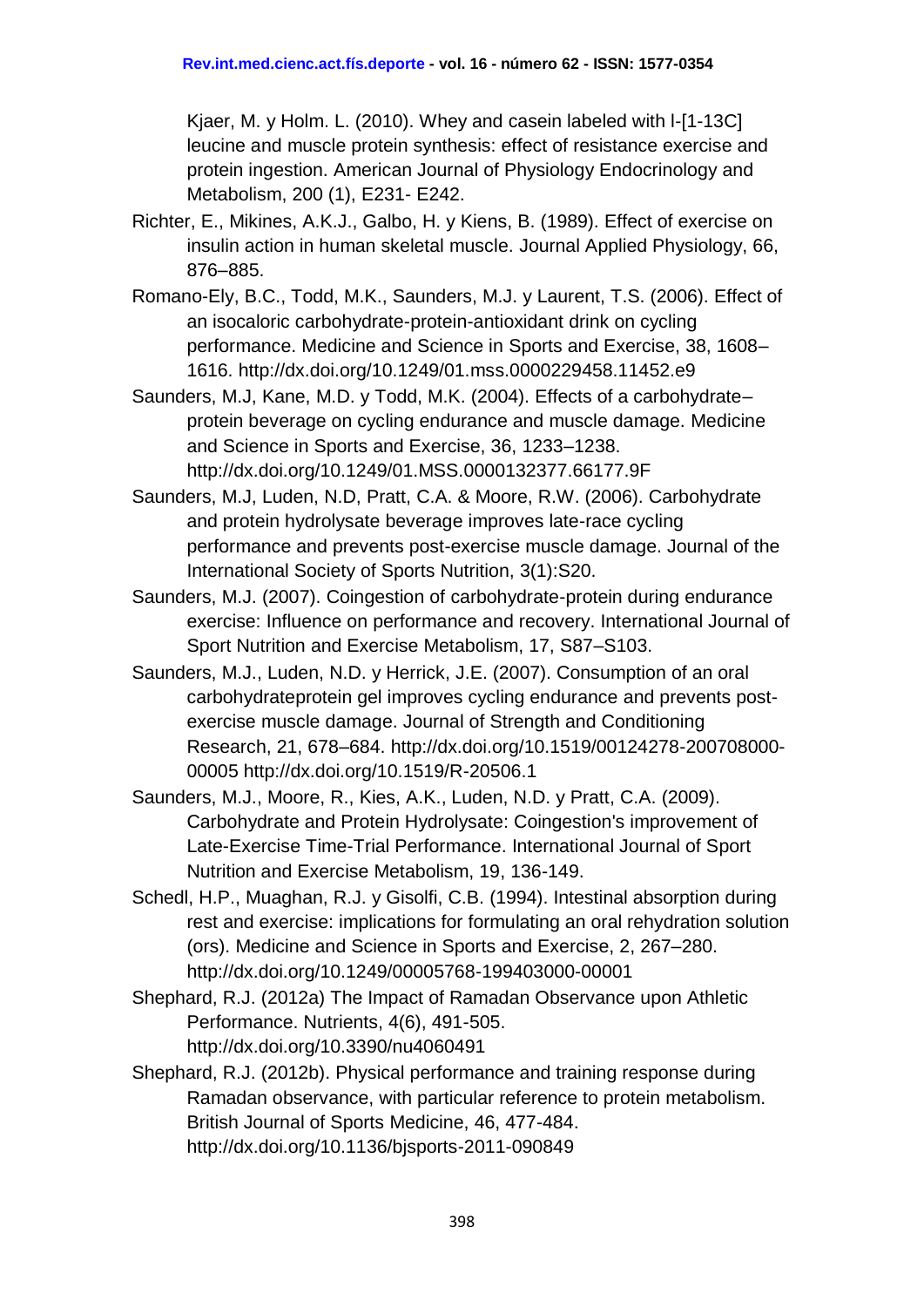Kjaer, M. y Holm. L. (2010). Whey and casein labeled with l-[1-13C] leucine and muscle protein synthesis: effect of resistance exercise and protein ingestion. American Journal of Physiology Endocrinology and Metabolism, 200 (1), E231- E242.

Richter, E., Mikines, A.K.J., Galbo, H. y Kiens, B. (1989). Effect of exercise on insulin action in human skeletal muscle. Journal Applied Physiology, 66, 876–885.

Romano-Ely, B.C., Todd, M.K., Saunders, M.J. y Laurent, T.S. (2006). Effect of an isocaloric carbohydrate-protein-antioxidant drink on cycling performance. Medicine and Science in Sports and Exercise, 38, 1608–1616. http://dx.doi.org/10.1249/01.mss.0000229458.11452.e9

Saunders, M.J, Kane, M.D. y Todd, M.K. (2004). Effects of a carbohydrate–protein beverage on cycling endurance and muscle damage. Medicine and Science in Sports and Exercise, 36, 1233–1238. http://dx.doi.org/10.1249/01.MSS.0000132377.66177.9F

Saunders, M.J, Luden, N.D, Pratt, C.A. & Moore, R.W. (2006). Carbohydrate and protein hydrolysate beverage improves late-race cycling performance and prevents post-exercise muscle damage. Journal of the International Society of Sports Nutrition, 3(1):S20.

Saunders, M.J. (2007). Coingestion of carbohydrate-protein during endurance exercise: Influence on performance and recovery. International Journal of Sport Nutrition and Exercise Metabolism, 17, S87–S103.

Saunders, M.J., Luden, N.D. y Herrick, J.E. (2007). Consumption of an oral carbohydrateprotein gel improves cycling endurance and prevents post-exercise muscle damage. Journal of Strength and Conditioning Research, 21, 678–684. http://dx.doi.org/10.1519/00124278-200708000-00005 http://dx.doi.org/10.1519/R-20506.1

Saunders, M.J., Moore, R., Kies, A.K., Luden, N.D. y Pratt, C.A. (2009). Carbohydrate and Protein Hydrolysate: Coingestion's improvement of Late-Exercise Time-Trial Performance. International Journal of Sport Nutrition and Exercise Metabolism, 19, 136-149.

Schedl, H.P., Muaghan, R.J. y Gisolfi, C.B. (1994). Intestinal absorption during rest and exercise: implications for formulating an oral rehydration solution (ors). Medicine and Science in Sports and Exercise, 2, 267–280. http://dx.doi.org/10.1249/00005768-199403000-00001

Shephard, R.J. (2012a) The Impact of Ramadan Observance upon Athletic Performance. Nutrients, 4(6), 491-505. http://dx.doi.org/10.3390/nu4060491

Shephard, R.J. (2012b). Physical performance and training response during Ramadan observance, with particular reference to protein metabolism. British Journal of Sports Medicine, 46, 477-484. http://dx.doi.org/10.1136/bjsports-2011-090849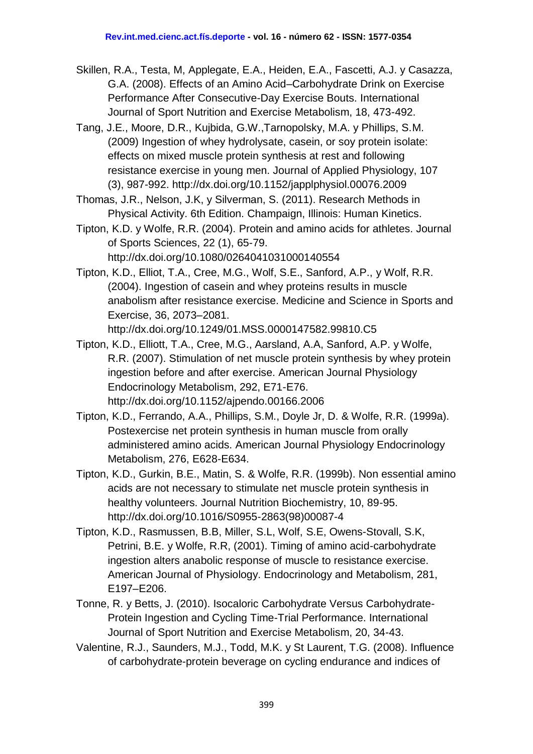Skillen, R.A., Testa, M, Applegate, E.A., Heiden, E.A., Fascetti, A.J. y Casazza, G.A. (2008). Effects of an Amino Acid–Carbohydrate Drink on Exercise Performance After Consecutive-Day Exercise Bouts. International Journal of Sport Nutrition and Exercise Metabolism, 18, 473-492.

Tang, J.E., Moore, D.R., Kujbida, G.W.,Tarnopolsky, M.A. y Phillips, S.M. (2009) Ingestion of whey hydrolysate, casein, or soy protein isolate: effects on mixed muscle protein synthesis at rest and following resistance exercise in young men. Journal of Applied Physiology, 107 (3), 987-992. http://dx.doi.org/10.1152/japplphysiol.00076.2009

Thomas, J.R., Nelson, J.K, y Silverman, S. (2011). Research Methods in Physical Activity. 6th Edition. Champaign, Illinois: Human Kinetics.

Tipton, K.D. y Wolfe, R.R. (2004). Protein and amino acids for athletes. Journal of Sports Sciences, 22 (1), 65-79. http://dx.doi.org/10.1080/0264041031000140554

Tipton, K.D., Elliot, T.A., Cree, M.G., Wolf, S.E., Sanford, A.P., y Wolf, R.R. (2004). Ingestion of casein and whey proteins results in muscle anabolism after resistance exercise. Medicine and Science in Sports and Exercise, 36, 2073–2081. http://dx.doi.org/10.1249/01.MSS.0000147582.99810.C5

Tipton, K.D., Elliott, T.A., Cree, M.G., Aarsland, A.A, Sanford, A.P. y Wolfe, R.R. (2007). Stimulation of net muscle protein synthesis by whey protein ingestion before and after exercise. American Journal Physiology Endocrinology Metabolism, 292, E71-E76. http://dx.doi.org/10.1152/ajpendo.00166.2006

Tipton, K.D., Ferrando, A.A., Phillips, S.M., Doyle Jr, D. & Wolfe, R.R. (1999a). Postexercise net protein synthesis in human muscle from orally administered amino acids. American Journal Physiology Endocrinology Metabolism, 276, E628-E634.

Tipton, K.D., Gurkin, B.E., Matin, S. & Wolfe, R.R. (1999b). Non essential amino acids are not necessary to stimulate net muscle protein synthesis in healthy volunteers. Journal Nutrition Biochemistry, 10, 89-95. http://dx.doi.org/10.1016/S0955-2863(98)00087-4

Tipton, K.D., Rasmussen, B.B, Miller, S.L, Wolf, S.E, Owens-Stovall, S.K, Petrini, B.E. y Wolfe, R.R, (2001). Timing of amino acid-carbohydrate ingestion alters anabolic response of muscle to resistance exercise. American Journal of Physiology. Endocrinology and Metabolism, 281, E197–E206.

Tonne, R. y Betts, J. (2010). Isocaloric Carbohydrate Versus Carbohydrate-Protein Ingestion and Cycling Time-Trial Performance. International Journal of Sport Nutrition and Exercise Metabolism, 20, 34-43.

Valentine, R.J., Saunders, M.J., Todd, M.K. y St Laurent, T.G. (2008). Influence of carbohydrate-protein beverage on cycling endurance and indices of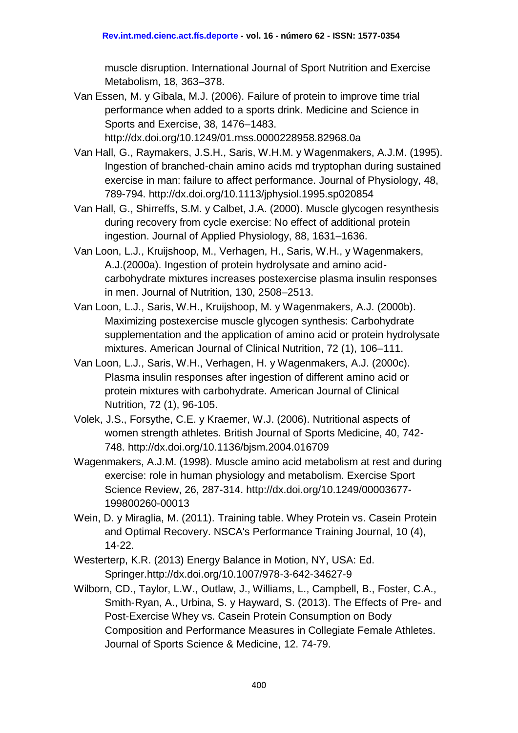muscle disruption. International Journal of Sport Nutrition and Exercise Metabolism, 18, 363–378.

Van Essen, M. y Gibala, M.J. (2006). Failure of protein to improve time trial performance when added to a sports drink. Medicine and Science in Sports and Exercise, 38, 1476–1483. http://dx.doi.org/10.1249/01.mss.0000228958.82968.0a

Van Hall, G., Raymakers, J.S.H., Saris, W.H.M. y Wagenmakers, A.J.M. (1995). Ingestion of branched-chain amino acids md tryptophan during sustained exercise in man: failure to affect performance. Journal of Physiology, 48, 789-794. http://dx.doi.org/10.1113/jphysiol.1995.sp020854

Van Hall, G., Shirreffs, S.M. y Calbet, J.A. (2000). Muscle glycogen resynthesis during recovery from cycle exercise: No effect of additional protein ingestion. Journal of Applied Physiology, 88, 1631–1636.

Van Loon, L.J., Kruijshoop, M., Verhagen, H., Saris, W.H., y Wagenmakers, A.J.(2000a). Ingestion of protein hydrolysate and amino acid-carbohydrate mixtures increases postexercise plasma insulin responses in men. Journal of Nutrition, 130, 2508–2513.

Van Loon, L.J., Saris, W.H., Kruijshoop, M. y Wagenmakers, A.J. (2000b). Maximizing postexercise muscle glycogen synthesis: Carbohydrate supplementation and the application of amino acid or protein hydrolysate mixtures. American Journal of Clinical Nutrition, 72 (1), 106–111.

Van Loon, L.J., Saris, W.H., Verhagen, H. y Wagenmakers, A.J. (2000c). Plasma insulin responses after ingestion of different amino acid or protein mixtures with carbohydrate. American Journal of Clinical Nutrition, 72 (1), 96-105.

Volek, J.S., Forsythe, C.E. y Kraemer, W.J. (2006). Nutritional aspects of women strength athletes. British Journal of Sports Medicine, 40, 742-748. http://dx.doi.org/10.1136/bjsm.2004.016709

Wagenmakers, A.J.M. (1998). Muscle amino acid metabolism at rest and during exercise: role in human physiology and metabolism. Exercise Sport Science Review, 26, 287-314. http://dx.doi.org/10.1249/00003677-199800260-00013

Wein, D. y Miraglia, M. (2011). Training table. Whey Protein vs. Casein Protein and Optimal Recovery. NSCA's Performance Training Journal, 10 (4), 14-22.

Westerterp, K.R. (2013) Energy Balance in Motion, NY, USA: Ed. Springer.http://dx.doi.org/10.1007/978-3-642-34627-9

Wilborn, CD., Taylor, L.W., Outlaw, J., Williams, L., Campbell, B., Foster, C.A., Smith-Ryan, A., Urbina, S. y Hayward, S. (2013). The Effects of Pre- and Post-Exercise Whey vs. Casein Protein Consumption on Body Composition and Performance Measures in Collegiate Female Athletes. Journal of Sports Science & Medicine, 12. 74-79.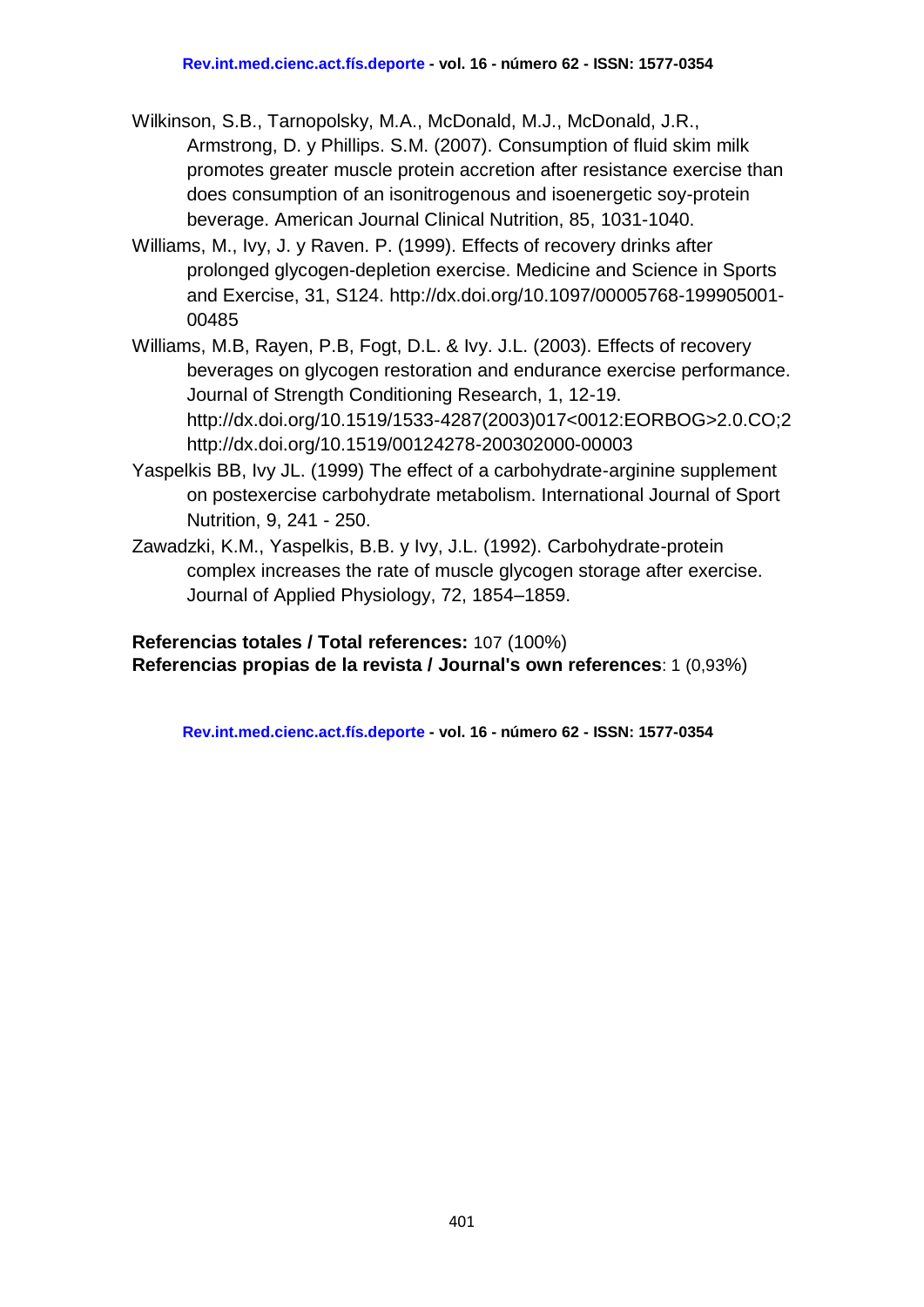Wilkinson, S.B., Tarnopolsky, M.A., McDonald, M.J., McDonald, J.R., Armstrong, D. y Phillips. S.M. (2007). Consumption of fluid skim milk promotes greater muscle protein accretion after resistance exercise than does consumption of an isonitrogenous and isoenergetic soy-protein beverage. American Journal Clinical Nutrition, 85, 1031-1040.

Williams, M., Ivy, J. y Raven. P. (1999). Effects of recovery drinks after prolonged glycogen-depletion exercise. Medicine and Science in Sports and Exercise, 31, S124. http://dx.doi.org/10.1097/00005768-199905001-00485

Williams, M.B, Rayen, P.B, Fogt, D.L. & Ivy. J.L. (2003). Effects of recovery beverages on glycogen restoration and endurance exercise performance. Journal of Strength Conditioning Research, 1, 12-19. http://dx.doi.org/10.1519/1533-4287(2003)017<0012:EORBOG>2.0.CO;2 http://dx.doi.org/10.1519/00124278-200302000-00003

Yaspelkis BB, Ivy JL. (1999) The effect of a carbohydrate-arginine supplement on postexercise carbohydrate metabolism. International Journal of Sport Nutrition, 9, 241 - 250.

Zawadzki, K.M., Yaspelkis, B.B. y Ivy, J.L. (1992). Carbohydrate-protein complex increases the rate of muscle glycogen storage after exercise. Journal of Applied Physiology, 72, 1854–1859.

**Referencias totales / Total references:** 107 (100%)
**Referencias propias de la revista / Journal's own references**: 1 (0,93%)